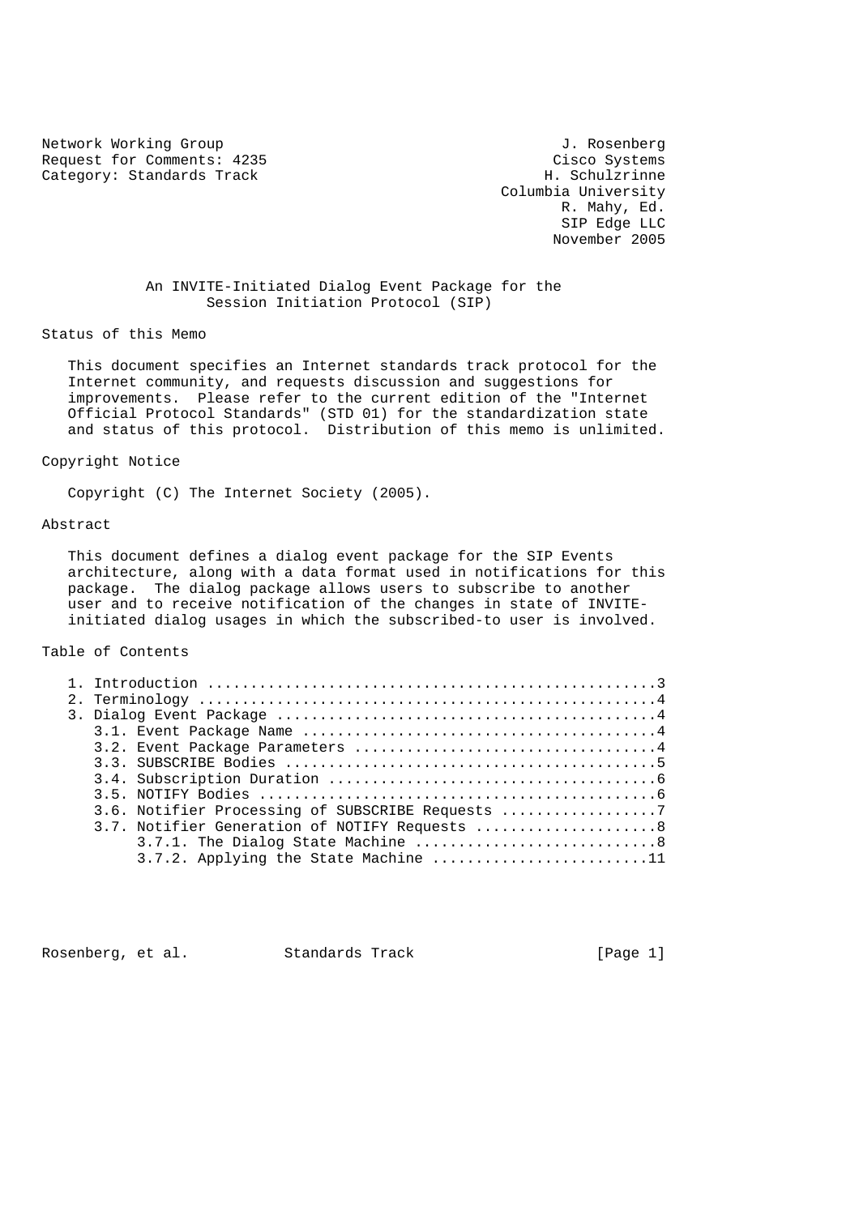Network Working Group J. Rosenberg
Request for Comments: 4235 Cisco Systems
Category: Standards Track H. Schulzrinne
Columbia University
R. Mahy, Ed.
SIP Edge LLC
November 2005

# An INVITE-Initiated Dialog Event Package for the Session Initiation Protocol (SIP)

## Status of this Memo

This document specifies an Internet standards track protocol for the Internet community, and requests discussion and suggestions for improvements. Please refer to the current edition of the "Internet Official Protocol Standards" (STD 01) for the standardization state and status of this protocol. Distribution of this memo is unlimited.

## Copyright Notice

Copyright (C) The Internet Society (2005).

## Abstract

This document defines a dialog event package for the SIP Events architecture, along with a data format used in notifications for this package. The dialog package allows users to subscribe to another user and to receive notification of the changes in state of INVITE-initiated dialog usages in which the subscribed-to user is involved.

## Table of Contents

```
1. Introduction ....................................................3
2. Terminology .....................................................4
3. Dialog Event Package ............................................4
   3.1. Event Package Name .........................................4
   3.2. Event Package Parameters ...................................4
   3.3. SUBSCRIBE Bodies ...........................................5
   3.4. Subscription Duration ......................................6
   3.5. NOTIFY Bodies ..............................................6
   3.6. Notifier Processing of SUBSCRIBE Requests ..................7
   3.7. Notifier Generation of NOTIFY Requests .....................8
        3.7.1. The Dialog State Machine ............................8
        3.7.2. Applying the State Machine .........................11
```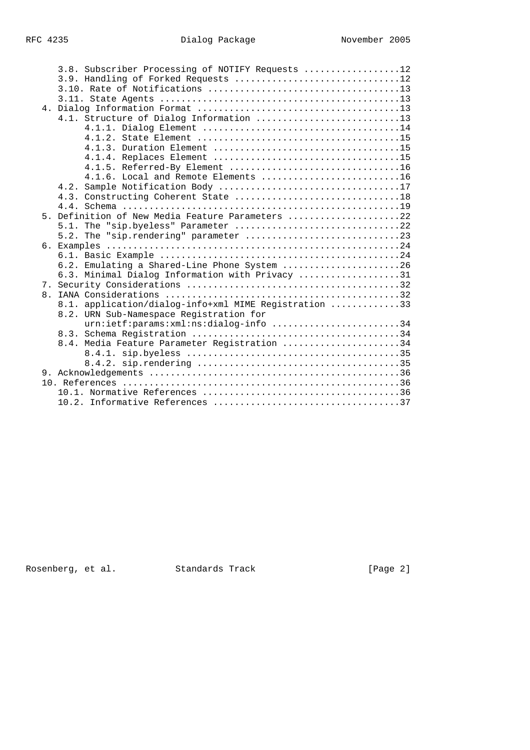```
      3.8. Subscriber Processing of NOTIFY Requests ..................12
      3.9. Handling of Forked Requests ...............................12
      3.10. Rate of Notifications ....................................13
      3.11. State Agents .............................................13
   4. Dialog Information Format ......................................13
      4.1. Structure of Dialog Information ...........................13
           4.1.1. Dialog Element .....................................14
           4.1.2. State Element ......................................15
           4.1.3. Duration Element ...................................15
           4.1.4. Replaces Element ...................................15
           4.1.5. Referred-By Element ................................16
           4.1.6. Local and Remote Elements ..........................16
      4.2. Sample Notification Body ..................................17
      4.3. Constructing Coherent State ...............................18
      4.4. Schema ....................................................19
   5. Definition of New Media Feature Parameters .....................22
      5.1. The "sip.byeless" Parameter ...............................22
      5.2. The "sip.rendering" parameter .............................23
   6. Examples .......................................................24
      6.1. Basic Example .............................................24
      6.2. Emulating a Shared-Line Phone System ......................26
      6.3. Minimal Dialog Information with Privacy ...................31
   7. Security Considerations ........................................32
   8. IANA Considerations ............................................32
      8.1. application/dialog-info+xml MIME Registration .............33
      8.2. URN Sub-Namespace Registration for
           urn:ietf:params:xml:ns:dialog-info ........................34
      8.3. Schema Registration .......................................34
      8.4. Media Feature Parameter Registration ......................34
           8.4.1. sip.byeless ........................................35
           8.4.2. sip.rendering ......................................35
   9. Acknowledgements ...............................................36
   10. References ....................................................36
      10.1. Normative References .....................................36
      10.2. Informative References ...................................37
```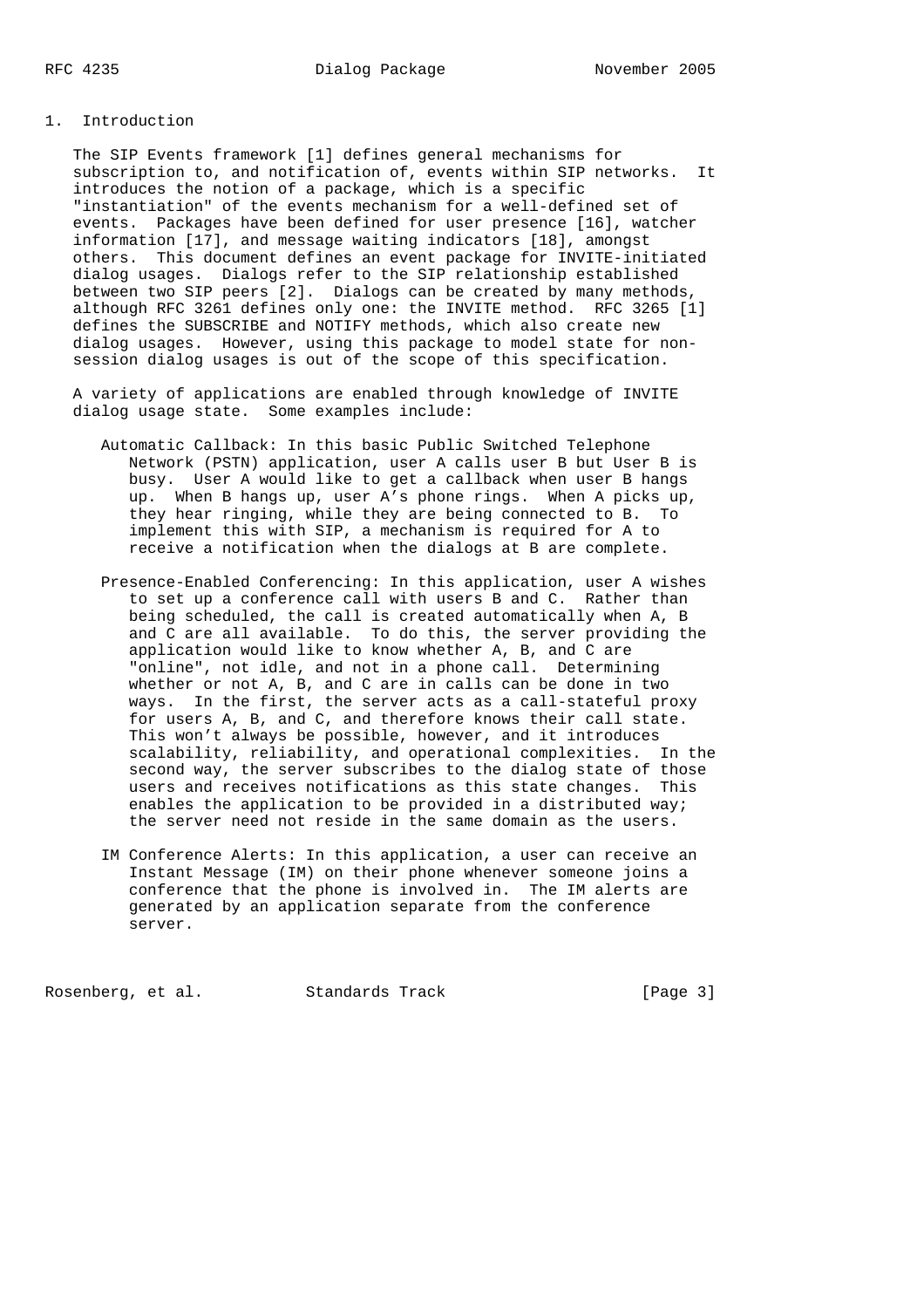## 1. Introduction

The SIP Events framework [1] defines general mechanisms for subscription to, and notification of, events within SIP networks. It introduces the notion of a package, which is a specific "instantiation" of the events mechanism for a well-defined set of events. Packages have been defined for user presence [16], watcher information [17], and message waiting indicators [18], amongst others. This document defines an event package for INVITE-initiated dialog usages. Dialogs refer to the SIP relationship established between two SIP peers [2]. Dialogs can be created by many methods, although RFC 3261 defines only one: the INVITE method. RFC 3265 [1] defines the SUBSCRIBE and NOTIFY methods, which also create new dialog usages. However, using this package to model state for non-session dialog usages is out of the scope of this specification.

A variety of applications are enabled through knowledge of INVITE dialog usage state. Some examples include:

Automatic Callback: In this basic Public Switched Telephone Network (PSTN) application, user A calls user B but User B is busy. User A would like to get a callback when user B hangs up. When B hangs up, user A's phone rings. When A picks up, they hear ringing, while they are being connected to B. To implement this with SIP, a mechanism is required for A to receive a notification when the dialogs at B are complete.

Presence-Enabled Conferencing: In this application, user A wishes to set up a conference call with users B and C. Rather than being scheduled, the call is created automatically when A, B and C are all available. To do this, the server providing the application would like to know whether A, B, and C are "online", not idle, and not in a phone call. Determining whether or not A, B, and C are in calls can be done in two ways. In the first, the server acts as a call-stateful proxy for users A, B, and C, and therefore knows their call state. This won't always be possible, however, and it introduces scalability, reliability, and operational complexities. In the second way, the server subscribes to the dialog state of those users and receives notifications as this state changes. This enables the application to be provided in a distributed way; the server need not reside in the same domain as the users.

IM Conference Alerts: In this application, a user can receive an Instant Message (IM) on their phone whenever someone joins a conference that the phone is involved in. The IM alerts are generated by an application separate from the conference server.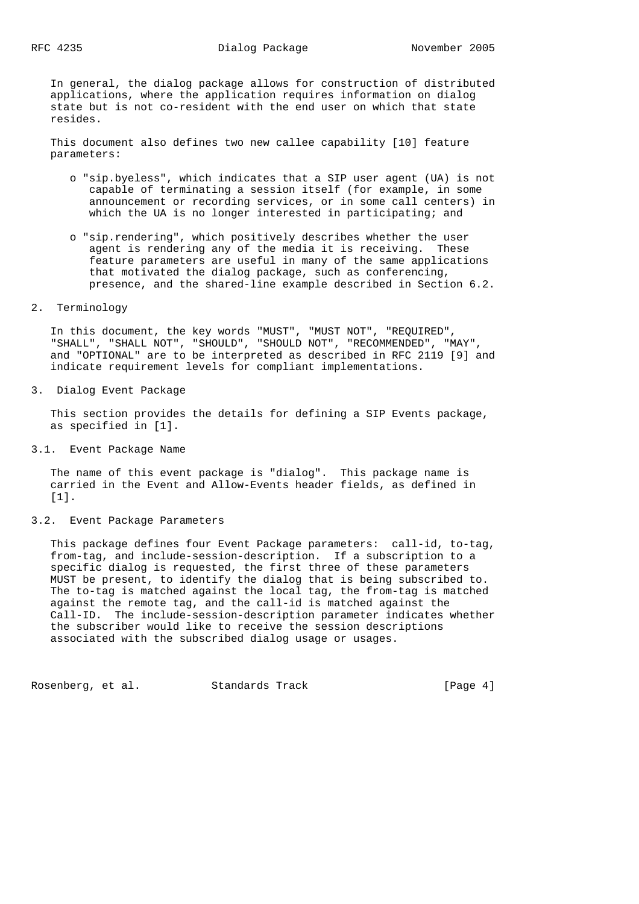In general, the dialog package allows for construction of distributed applications, where the application requires information on dialog state but is not co-resident with the end user on which that state resides.

This document also defines two new callee capability [10] feature parameters:

- "sip.byeless", which indicates that a SIP user agent (UA) is not capable of terminating a session itself (for example, in some announcement or recording services, or in some call centers) in which the UA is no longer interested in participating; and

- "sip.rendering", which positively describes whether the user agent is rendering any of the media it is receiving. These feature parameters are useful in many of the same applications that motivated the dialog package, such as conferencing, presence, and the shared-line example described in Section 6.2.

## 2. Terminology

In this document, the key words "MUST", "MUST NOT", "REQUIRED", "SHALL", "SHALL NOT", "SHOULD", "SHOULD NOT", "RECOMMENDED", "MAY", and "OPTIONAL" are to be interpreted as described in RFC 2119 [9] and indicate requirement levels for compliant implementations.

## 3. Dialog Event Package

This section provides the details for defining a SIP Events package, as specified in [1].

### 3.1. Event Package Name

The name of this event package is "dialog". This package name is carried in the Event and Allow-Events header fields, as defined in [1].

### 3.2. Event Package Parameters

This package defines four Event Package parameters: call-id, to-tag, from-tag, and include-session-description. If a subscription to a specific dialog is requested, the first three of these parameters MUST be present, to identify the dialog that is being subscribed to. The to-tag is matched against the local tag, the from-tag is matched against the remote tag, and the call-id is matched against the Call-ID. The include-session-description parameter indicates whether the subscriber would like to receive the session descriptions associated with the subscribed dialog usage or usages.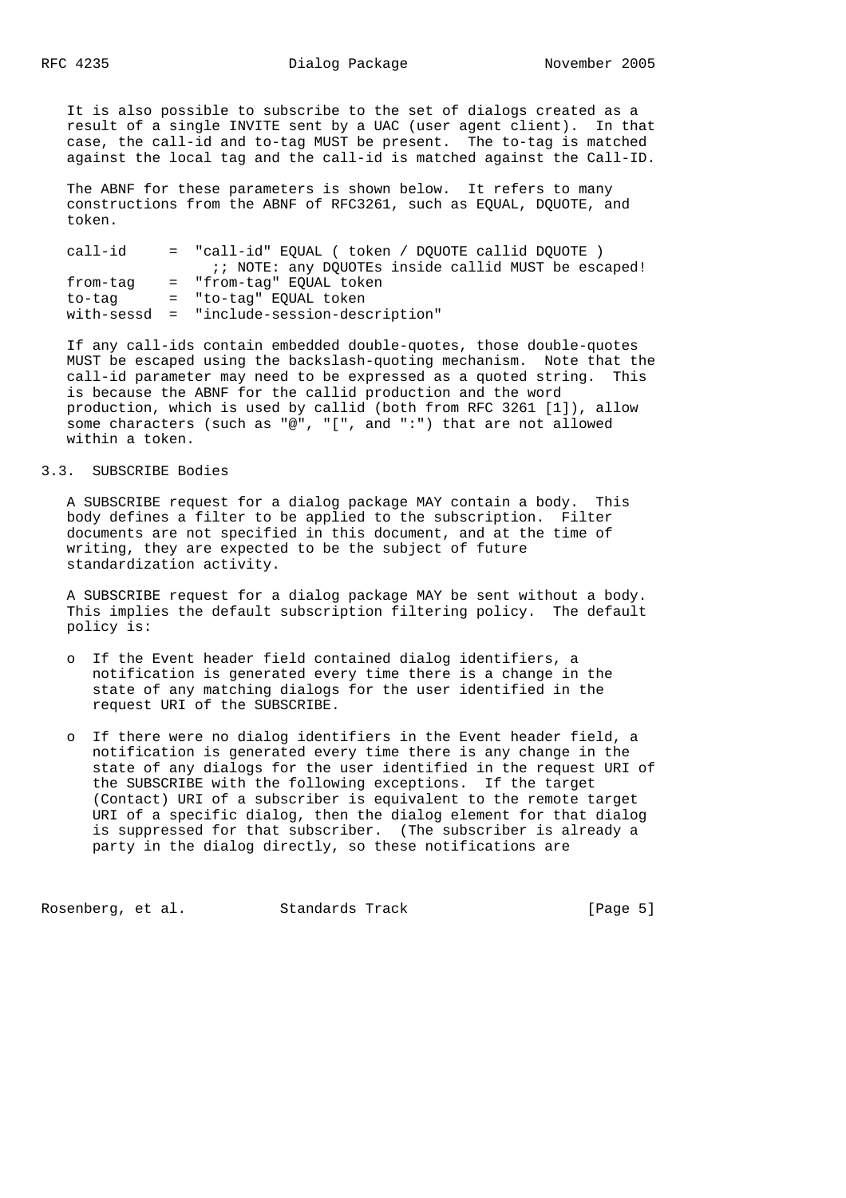It is also possible to subscribe to the set of dialogs created as a result of a single INVITE sent by a UAC (user agent client). In that case, the call-id and to-tag MUST be present. The to-tag is matched against the local tag and the call-id is matched against the Call-ID.

The ABNF for these parameters is shown below. It refers to many constructions from the ABNF of RFC3261, such as EQUAL, DQUOTE, and token.

```
call-id     =  "call-id" EQUAL ( token / DQUOTE callid DQUOTE )
                 ;; NOTE: any DQUOTEs inside callid MUST be escaped!
from-tag    =  "from-tag" EQUAL token
to-tag      =  "to-tag" EQUAL token
with-sessd  =  "include-session-description"
```

If any call-ids contain embedded double-quotes, those double-quotes MUST be escaped using the backslash-quoting mechanism. Note that the call-id parameter may need to be expressed as a quoted string. This is because the ABNF for the callid production and the word production, which is used by callid (both from RFC 3261 [1]), allow some characters (such as "@", "[", and ":") that are not allowed within a token.

## 3.3. SUBSCRIBE Bodies

A SUBSCRIBE request for a dialog package MAY contain a body. This body defines a filter to be applied to the subscription. Filter documents are not specified in this document, and at the time of writing, they are expected to be the subject of future standardization activity.

A SUBSCRIBE request for a dialog package MAY be sent without a body. This implies the default subscription filtering policy. The default policy is:

- If the Event header field contained dialog identifiers, a notification is generated every time there is a change in the state of any matching dialogs for the user identified in the request URI of the SUBSCRIBE.

- If there were no dialog identifiers in the Event header field, a notification is generated every time there is any change in the state of any dialogs for the user identified in the request URI of the SUBSCRIBE with the following exceptions. If the target (Contact) URI of a subscriber is equivalent to the remote target URI of a specific dialog, then the dialog element for that dialog is suppressed for that subscriber. (The subscriber is already a party in the dialog directly, so these notifications are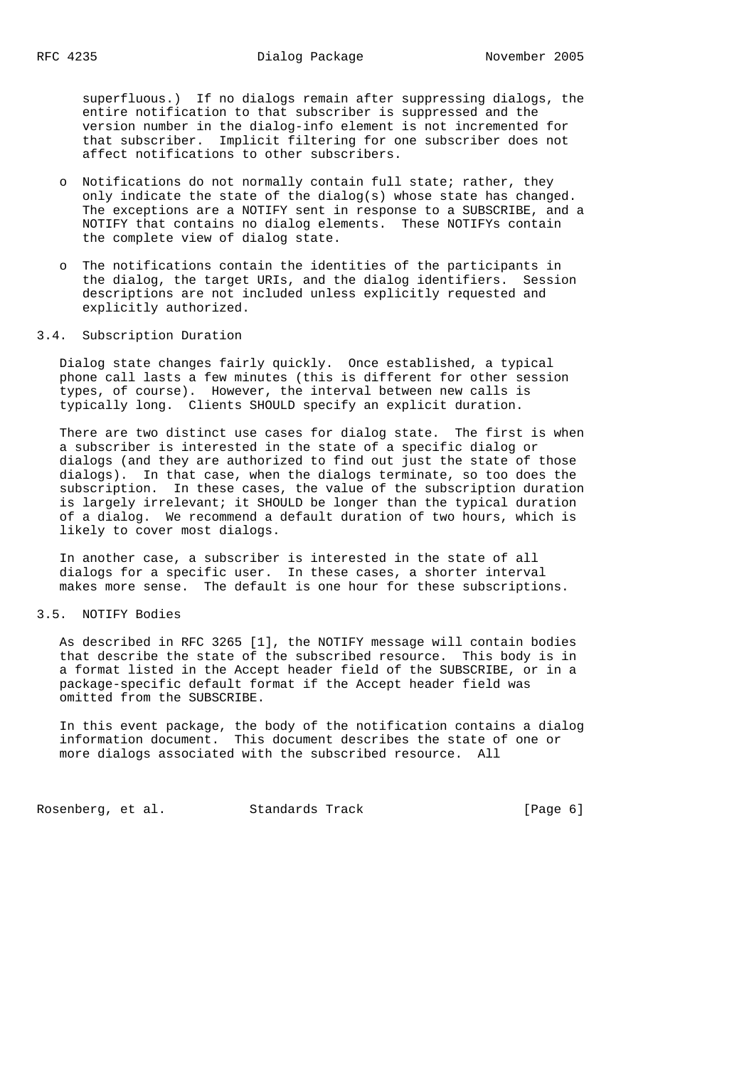superfluous.) If no dialogs remain after suppressing dialogs, the entire notification to that subscriber is suppressed and the version number in the dialog-info element is not incremented for that subscriber. Implicit filtering for one subscriber does not affect notifications to other subscribers.

- Notifications do not normally contain full state; rather, they only indicate the state of the dialog(s) whose state has changed. The exceptions are a NOTIFY sent in response to a SUBSCRIBE, and a NOTIFY that contains no dialog elements. These NOTIFYs contain the complete view of dialog state.

- The notifications contain the identities of the participants in the dialog, the target URIs, and the dialog identifiers. Session descriptions are not included unless explicitly requested and explicitly authorized.

## 3.4. Subscription Duration

Dialog state changes fairly quickly. Once established, a typical phone call lasts a few minutes (this is different for other session types, of course). However, the interval between new calls is typically long. Clients SHOULD specify an explicit duration.

There are two distinct use cases for dialog state. The first is when a subscriber is interested in the state of a specific dialog or dialogs (and they are authorized to find out just the state of those dialogs). In that case, when the dialogs terminate, so too does the subscription. In these cases, the value of the subscription duration is largely irrelevant; it SHOULD be longer than the typical duration of a dialog. We recommend a default duration of two hours, which is likely to cover most dialogs.

In another case, a subscriber is interested in the state of all dialogs for a specific user. In these cases, a shorter interval makes more sense. The default is one hour for these subscriptions.

## 3.5. NOTIFY Bodies

As described in RFC 3265 [1], the NOTIFY message will contain bodies that describe the state of the subscribed resource. This body is in a format listed in the Accept header field of the SUBSCRIBE, or in a package-specific default format if the Accept header field was omitted from the SUBSCRIBE.

In this event package, the body of the notification contains a dialog information document. This document describes the state of one or more dialogs associated with the subscribed resource. All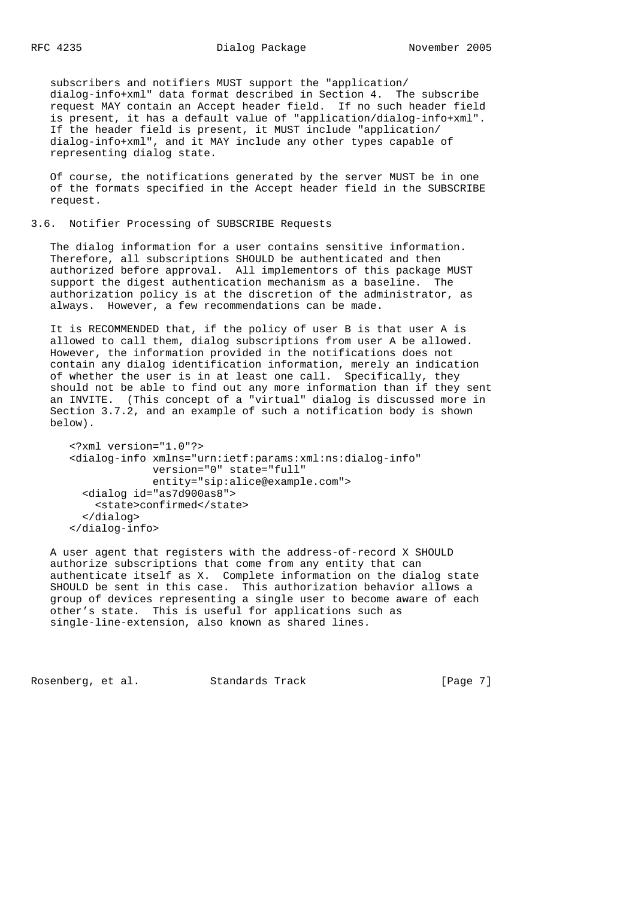subscribers and notifiers MUST support the "application/dialog-info+xml" data format described in Section 4. The subscribe request MAY contain an Accept header field. If no such header field is present, it has a default value of "application/dialog-info+xml". If the header field is present, it MUST include "application/dialog-info+xml", and it MAY include any other types capable of representing dialog state.

Of course, the notifications generated by the server MUST be in one of the formats specified in the Accept header field in the SUBSCRIBE request.

### 3.6. Notifier Processing of SUBSCRIBE Requests

The dialog information for a user contains sensitive information. Therefore, all subscriptions SHOULD be authenticated and then authorized before approval. All implementors of this package MUST support the digest authentication mechanism as a baseline. The authorization policy is at the discretion of the administrator, as always. However, a few recommendations can be made.

It is RECOMMENDED that, if the policy of user B is that user A is allowed to call them, dialog subscriptions from user A be allowed. However, the information provided in the notifications does not contain any dialog identification information, merely an indication of whether the user is in at least one call. Specifically, they should not be able to find out any more information than if they sent an INVITE. (This concept of a "virtual" dialog is discussed more in Section 3.7.2, and an example of such a notification body is shown below).

```
<?xml version="1.0"?>
<dialog-info xmlns="urn:ietf:params:xml:ns:dialog-info"
             version="0" state="full"
             entity="sip:alice@example.com">
  <dialog id="as7d900as8">
    <state>confirmed</state>
  </dialog>
</dialog-info>
```

A user agent that registers with the address-of-record X SHOULD authorize subscriptions that come from any entity that can authenticate itself as X. Complete information on the dialog state SHOULD be sent in this case. This authorization behavior allows a group of devices representing a single user to become aware of each other's state. This is useful for applications such as single-line-extension, also known as shared lines.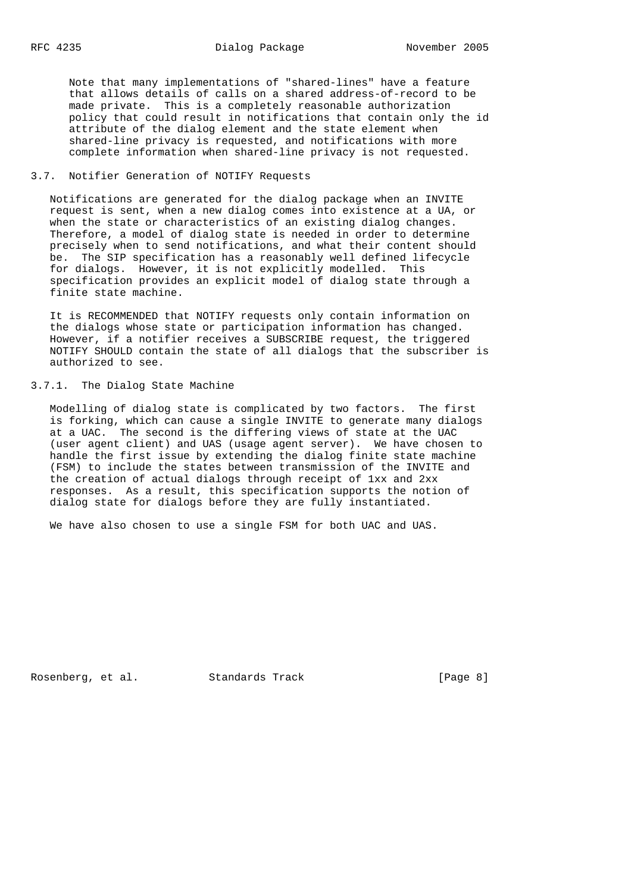Note that many implementations of "shared-lines" have a feature that allows details of calls on a shared address-of-record to be made private. This is a completely reasonable authorization policy that could result in notifications that contain only the id attribute of the dialog element and the state element when shared-line privacy is requested, and notifications with more complete information when shared-line privacy is not requested.

## 3.7. Notifier Generation of NOTIFY Requests

Notifications are generated for the dialog package when an INVITE request is sent, when a new dialog comes into existence at a UA, or when the state or characteristics of an existing dialog changes. Therefore, a model of dialog state is needed in order to determine precisely when to send notifications, and what their content should be. The SIP specification has a reasonably well defined lifecycle for dialogs. However, it is not explicitly modelled. This specification provides an explicit model of dialog state through a finite state machine.

It is RECOMMENDED that NOTIFY requests only contain information on the dialogs whose state or participation information has changed. However, if a notifier receives a SUBSCRIBE request, the triggered NOTIFY SHOULD contain the state of all dialogs that the subscriber is authorized to see.

### 3.7.1. The Dialog State Machine

Modelling of dialog state is complicated by two factors. The first is forking, which can cause a single INVITE to generate many dialogs at a UAC. The second is the differing views of state at the UAC (user agent client) and UAS (usage agent server). We have chosen to handle the first issue by extending the dialog finite state machine (FSM) to include the states between transmission of the INVITE and the creation of actual dialogs through receipt of 1xx and 2xx responses. As a result, this specification supports the notion of dialog state for dialogs before they are fully instantiated.

We have also chosen to use a single FSM for both UAC and UAS.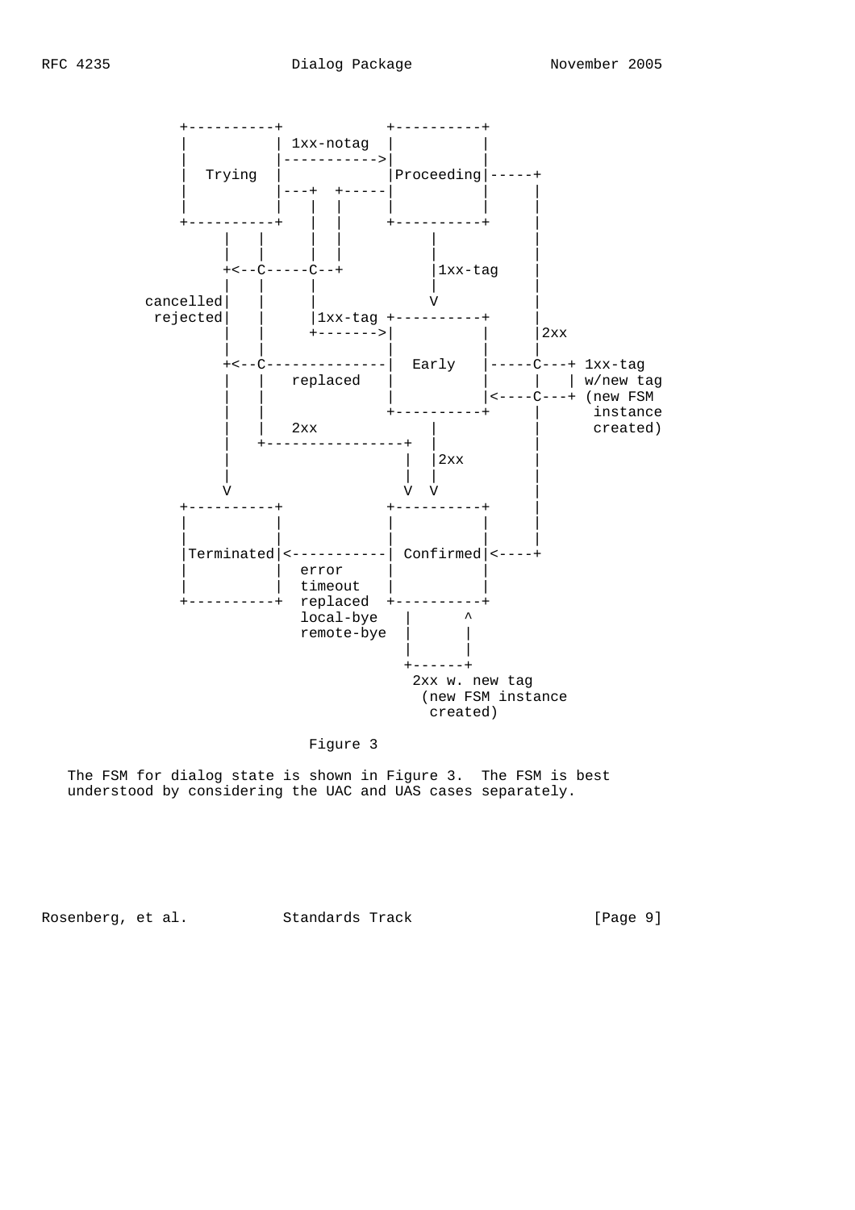```
            +----------+            +----------+
            |          | 1xx-notag  |          |
            |          |----------->|          |
            |  Trying  |            |Proceeding|-----+
            |          |---+  +-----|          |     |
            |          |   |  |     |          |     |
            +----------+   |  |     +----------+     |
                 |   |     |  |          |           |
                 |   |     |  |          |           |
                 +<--C-----C--+          |1xx-tag    |
                 |   |     |             |           |
        cancelled|   |     |             V           |
         rejected|   |     |1xx-tag +----------+     |
                 |   |     +------->|          |     |2xx
                 |   |              |          |     |
                 +<--C--------------|  Early   |-----C---+ 1xx-tag
                 |   |   replaced   |          |     |   | w/new tag
                 |   |              |          |<----C---+ (new FSM
                 |   |              +----------+     |      instance
                 |   |   2xx             |           |      created)
                 |   +----------------+  |           |
                 |                    |  |2xx        |
                 |                    |  |           |
                 V                    V  V           |
            +----------+            +----------+     |
            |          |            |          |     |
            |          |            |          |     |
            |Terminated|<-----------| Confirmed|<----+
            |          |  error     |          |
            |          |  timeout   |          |
            +----------+  replaced  +----------+
                          local-bye   |      ^
                          remote-bye  |      |
                                      |      |
                                      +------+
                                       2xx w. new tag
                                        (new FSM instance
                                         created)
```

Figure 3

The FSM for dialog state is shown in Figure 3. The FSM is best understood by considering the UAC and UAS cases separately.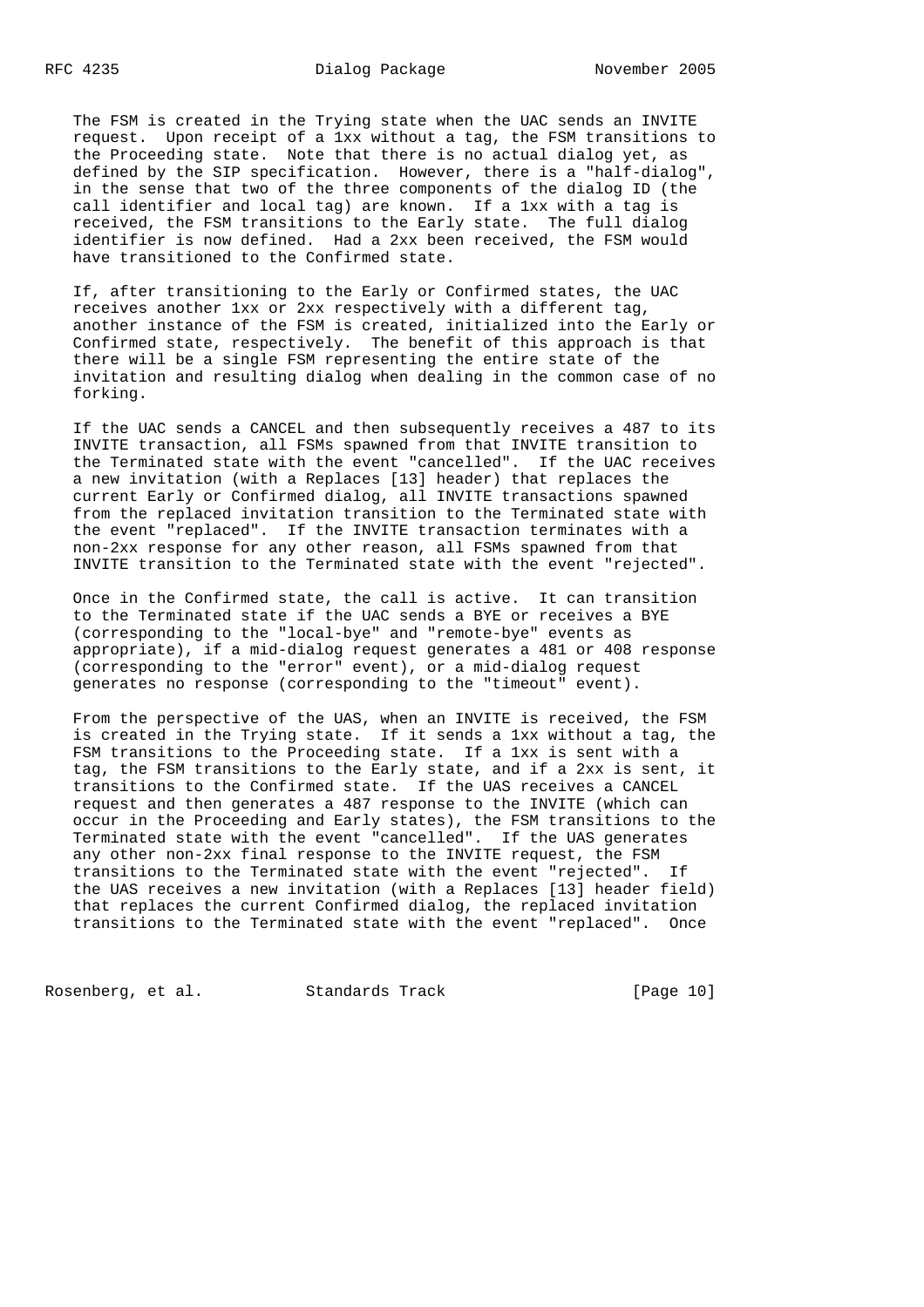The FSM is created in the Trying state when the UAC sends an INVITE request. Upon receipt of a 1xx without a tag, the FSM transitions to the Proceeding state. Note that there is no actual dialog yet, as defined by the SIP specification. However, there is a "half-dialog", in the sense that two of the three components of the dialog ID (the call identifier and local tag) are known. If a 1xx with a tag is received, the FSM transitions to the Early state. The full dialog identifier is now defined. Had a 2xx been received, the FSM would have transitioned to the Confirmed state.

If, after transitioning to the Early or Confirmed states, the UAC receives another 1xx or 2xx respectively with a different tag, another instance of the FSM is created, initialized into the Early or Confirmed state, respectively. The benefit of this approach is that there will be a single FSM representing the entire state of the invitation and resulting dialog when dealing in the common case of no forking.

If the UAC sends a CANCEL and then subsequently receives a 487 to its INVITE transaction, all FSMs spawned from that INVITE transition to the Terminated state with the event "cancelled". If the UAC receives a new invitation (with a Replaces [13] header) that replaces the current Early or Confirmed dialog, all INVITE transactions spawned from the replaced invitation transition to the Terminated state with the event "replaced". If the INVITE transaction terminates with a non-2xx response for any other reason, all FSMs spawned from that INVITE transition to the Terminated state with the event "rejected".

Once in the Confirmed state, the call is active. It can transition to the Terminated state if the UAC sends a BYE or receives a BYE (corresponding to the "local-bye" and "remote-bye" events as appropriate), if a mid-dialog request generates a 481 or 408 response (corresponding to the "error" event), or a mid-dialog request generates no response (corresponding to the "timeout" event).

From the perspective of the UAS, when an INVITE is received, the FSM is created in the Trying state. If it sends a 1xx without a tag, the FSM transitions to the Proceeding state. If a 1xx is sent with a tag, the FSM transitions to the Early state, and if a 2xx is sent, it transitions to the Confirmed state. If the UAS receives a CANCEL request and then generates a 487 response to the INVITE (which can occur in the Proceeding and Early states), the FSM transitions to the Terminated state with the event "cancelled". If the UAS generates any other non-2xx final response to the INVITE request, the FSM transitions to the Terminated state with the event "rejected". If the UAS receives a new invitation (with a Replaces [13] header field) that replaces the current Confirmed dialog, the replaced invitation transitions to the Terminated state with the event "replaced". Once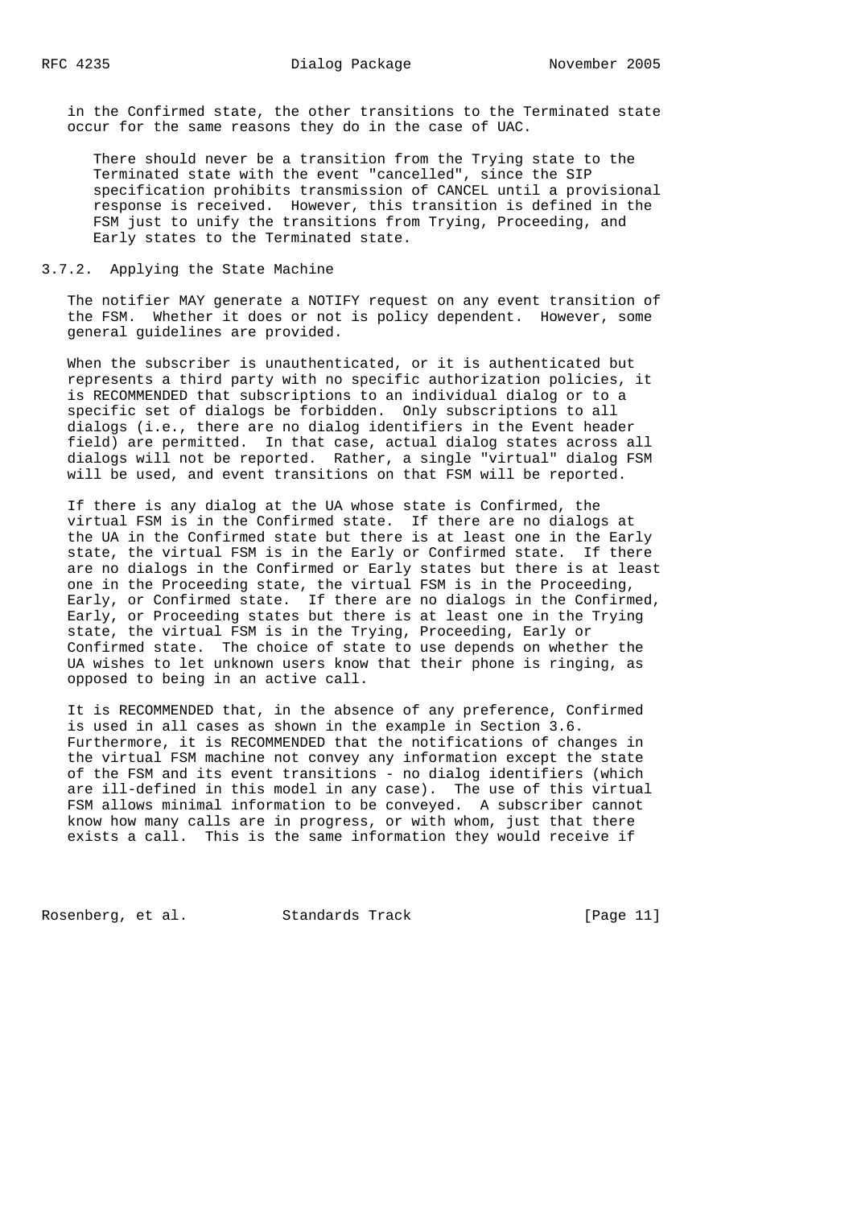in the Confirmed state, the other transitions to the Terminated state occur for the same reasons they do in the case of UAC.

> There should never be a transition from the Trying state to the Terminated state with the event "cancelled", since the SIP specification prohibits transmission of CANCEL until a provisional response is received. However, this transition is defined in the FSM just to unify the transitions from Trying, Proceeding, and Early states to the Terminated state.

### 3.7.2. Applying the State Machine

The notifier MAY generate a NOTIFY request on any event transition of the FSM. Whether it does or not is policy dependent. However, some general guidelines are provided.

When the subscriber is unauthenticated, or it is authenticated but represents a third party with no specific authorization policies, it is RECOMMENDED that subscriptions to an individual dialog or to a specific set of dialogs be forbidden. Only subscriptions to all dialogs (i.e., there are no dialog identifiers in the Event header field) are permitted. In that case, actual dialog states across all dialogs will not be reported. Rather, a single "virtual" dialog FSM will be used, and event transitions on that FSM will be reported.

If there is any dialog at the UA whose state is Confirmed, the virtual FSM is in the Confirmed state. If there are no dialogs at the UA in the Confirmed state but there is at least one in the Early state, the virtual FSM is in the Early or Confirmed state. If there are no dialogs in the Confirmed or Early states but there is at least one in the Proceeding state, the virtual FSM is in the Proceeding, Early, or Confirmed state. If there are no dialogs in the Confirmed, Early, or Proceeding states but there is at least one in the Trying state, the virtual FSM is in the Trying, Proceeding, Early or Confirmed state. The choice of state to use depends on whether the UA wishes to let unknown users know that their phone is ringing, as opposed to being in an active call.

It is RECOMMENDED that, in the absence of any preference, Confirmed is used in all cases as shown in the example in Section 3.6. Furthermore, it is RECOMMENDED that the notifications of changes in the virtual FSM machine not convey any information except the state of the FSM and its event transitions - no dialog identifiers (which are ill-defined in this model in any case). The use of this virtual FSM allows minimal information to be conveyed. A subscriber cannot know how many calls are in progress, or with whom, just that there exists a call. This is the same information they would receive if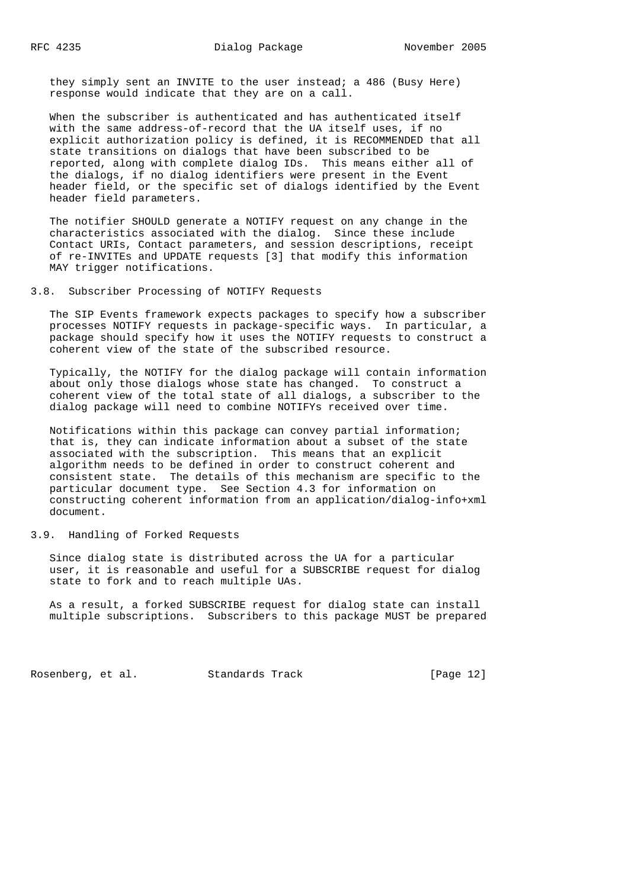they simply sent an INVITE to the user instead; a 486 (Busy Here) response would indicate that they are on a call.

When the subscriber is authenticated and has authenticated itself with the same address-of-record that the UA itself uses, if no explicit authorization policy is defined, it is RECOMMENDED that all state transitions on dialogs that have been subscribed to be reported, along with complete dialog IDs. This means either all of the dialogs, if no dialog identifiers were present in the Event header field, or the specific set of dialogs identified by the Event header field parameters.

The notifier SHOULD generate a NOTIFY request on any change in the characteristics associated with the dialog. Since these include Contact URIs, Contact parameters, and session descriptions, receipt of re-INVITEs and UPDATE requests [3] that modify this information MAY trigger notifications.

## 3.8. Subscriber Processing of NOTIFY Requests

The SIP Events framework expects packages to specify how a subscriber processes NOTIFY requests in package-specific ways. In particular, a package should specify how it uses the NOTIFY requests to construct a coherent view of the state of the subscribed resource.

Typically, the NOTIFY for the dialog package will contain information about only those dialogs whose state has changed. To construct a coherent view of the total state of all dialogs, a subscriber to the dialog package will need to combine NOTIFYs received over time.

Notifications within this package can convey partial information; that is, they can indicate information about a subset of the state associated with the subscription. This means that an explicit algorithm needs to be defined in order to construct coherent and consistent state. The details of this mechanism are specific to the particular document type. See Section 4.3 for information on constructing coherent information from an application/dialog-info+xml document.

## 3.9. Handling of Forked Requests

Since dialog state is distributed across the UA for a particular user, it is reasonable and useful for a SUBSCRIBE request for dialog state to fork and to reach multiple UAs.

As a result, a forked SUBSCRIBE request for dialog state can install multiple subscriptions. Subscribers to this package MUST be prepared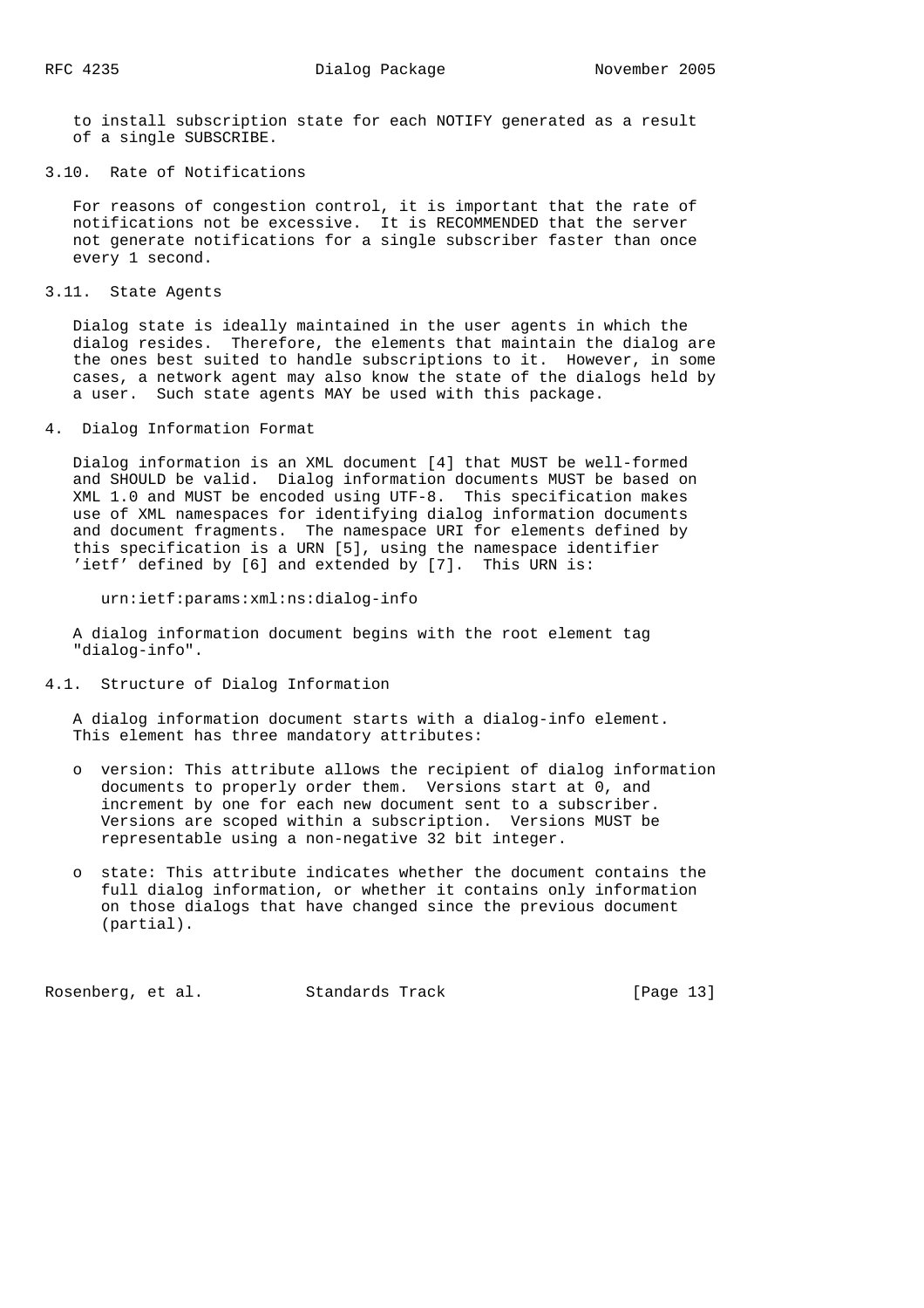to install subscription state for each NOTIFY generated as a result of a single SUBSCRIBE.

### 3.10. Rate of Notifications

For reasons of congestion control, it is important that the rate of notifications not be excessive. It is RECOMMENDED that the server not generate notifications for a single subscriber faster than once every 1 second.

### 3.11. State Agents

Dialog state is ideally maintained in the user agents in which the dialog resides. Therefore, the elements that maintain the dialog are the ones best suited to handle subscriptions to it. However, in some cases, a network agent may also know the state of the dialogs held by a user. Such state agents MAY be used with this package.

## 4. Dialog Information Format

Dialog information is an XML document [4] that MUST be well-formed and SHOULD be valid. Dialog information documents MUST be based on XML 1.0 and MUST be encoded using UTF-8. This specification makes use of XML namespaces for identifying dialog information documents and document fragments. The namespace URI for elements defined by this specification is a URN [5], using the namespace identifier 'ietf' defined by [6] and extended by [7]. This URN is:

```
urn:ietf:params:xml:ns:dialog-info
```

A dialog information document begins with the root element tag "dialog-info".

### 4.1. Structure of Dialog Information

A dialog information document starts with a dialog-info element. This element has three mandatory attributes:

- version: This attribute allows the recipient of dialog information documents to properly order them. Versions start at 0, and increment by one for each new document sent to a subscriber. Versions are scoped within a subscription. Versions MUST be representable using a non-negative 32 bit integer.

- state: This attribute indicates whether the document contains the full dialog information, or whether it contains only information on those dialogs that have changed since the previous document (partial).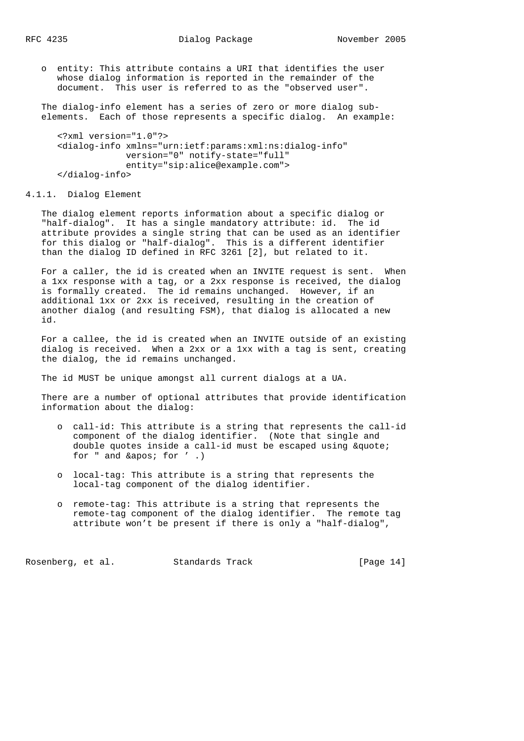- entity: This attribute contains a URI that identifies the user whose dialog information is reported in the remainder of the document. This user is referred to as the "observed user".

The dialog-info element has a series of zero or more dialog sub-elements. Each of those represents a specific dialog. An example:

```
<?xml version="1.0"?>
<dialog-info xmlns="urn:ietf:params:xml:ns:dialog-info"
             version="0" notify-state="full"
             entity="sip:alice@example.com">
</dialog-info>
```

#### 4.1.1. Dialog Element

The dialog element reports information about a specific dialog or "half-dialog". It has a single mandatory attribute: id. The id attribute provides a single string that can be used as an identifier for this dialog or "half-dialog". This is a different identifier than the dialog ID defined in RFC 3261 [2], but related to it.

For a caller, the id is created when an INVITE request is sent. When a 1xx response with a tag, or a 2xx response is received, the dialog is formally created. The id remains unchanged. However, if an additional 1xx or 2xx is received, resulting in the creation of another dialog (and resulting FSM), that dialog is allocated a new id.

For a callee, the id is created when an INVITE outside of an existing dialog is received. When a 2xx or a 1xx with a tag is sent, creating the dialog, the id remains unchanged.

The id MUST be unique amongst all current dialogs at a UA.

There are a number of optional attributes that provide identification information about the dialog:

- call-id: This attribute is a string that represents the call-id component of the dialog identifier. (Note that single and double quotes inside a call-id must be escaped using &quote; for " and &apos; for ' .)

- local-tag: This attribute is a string that represents the local-tag component of the dialog identifier.

- remote-tag: This attribute is a string that represents the remote-tag component of the dialog identifier. The remote tag attribute won't be present if there is only a "half-dialog",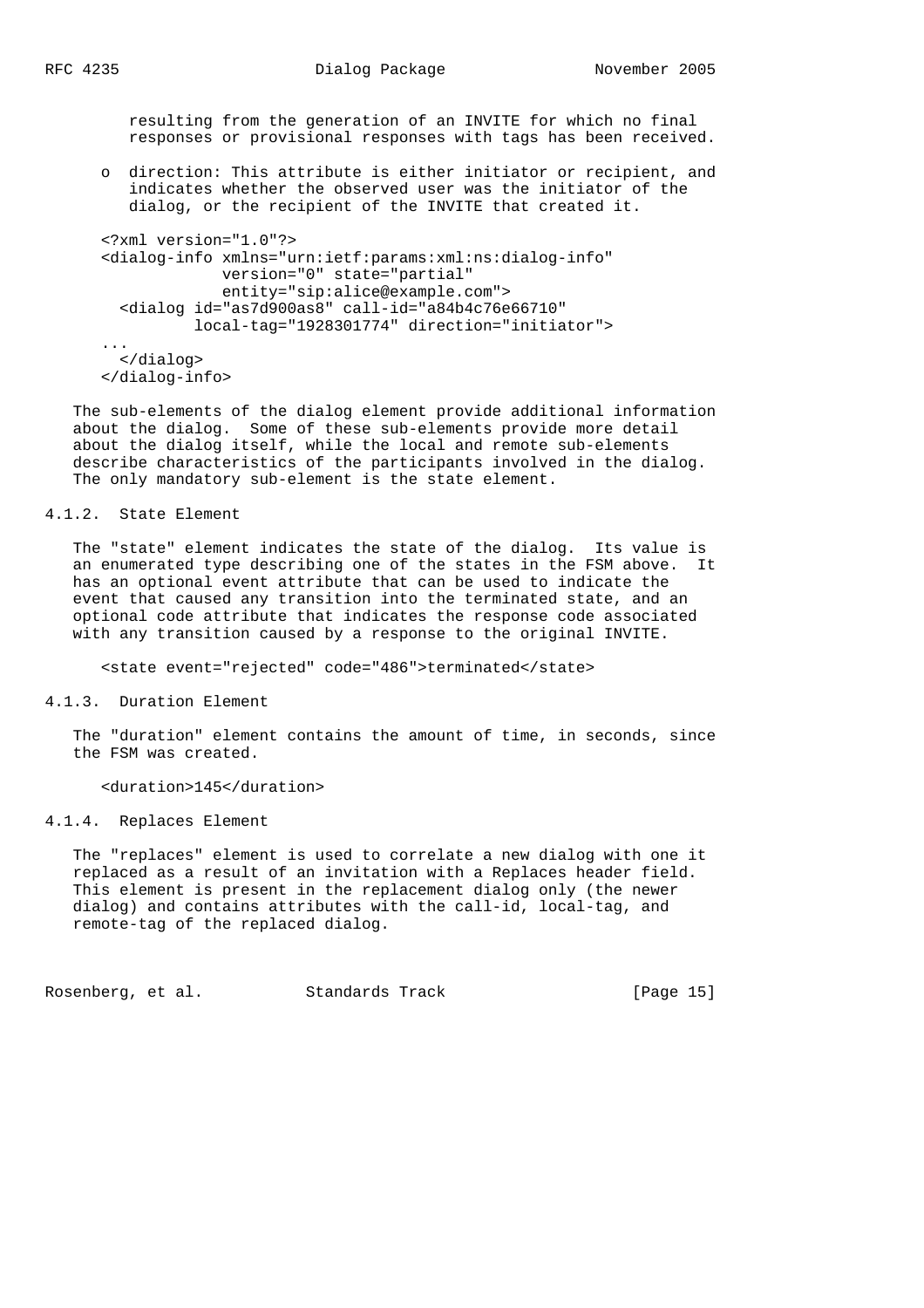resulting from the generation of an INVITE for which no final responses or provisional responses with tags has been received.

- direction: This attribute is either initiator or recipient, and indicates whether the observed user was the initiator of the dialog, or the recipient of the INVITE that created it.

```
<?xml version="1.0"?>
<dialog-info xmlns="urn:ietf:params:xml:ns:dialog-info"
             version="0" state="partial"
             entity="sip:alice@example.com">
  <dialog id="as7d900as8" call-id="a84b4c76e66710"
          local-tag="1928301774" direction="initiator">
...
  </dialog>
</dialog-info>
```

The sub-elements of the dialog element provide additional information about the dialog. Some of these sub-elements provide more detail about the dialog itself, while the local and remote sub-elements describe characteristics of the participants involved in the dialog. The only mandatory sub-element is the state element.

### 4.1.2. State Element

The "state" element indicates the state of the dialog. Its value is an enumerated type describing one of the states in the FSM above. It has an optional event attribute that can be used to indicate the event that caused any transition into the terminated state, and an optional code attribute that indicates the response code associated with any transition caused by a response to the original INVITE.

```
<state event="rejected" code="486">terminated</state>
```

### 4.1.3. Duration Element

The "duration" element contains the amount of time, in seconds, since the FSM was created.

```
<duration>145</duration>
```

### 4.1.4. Replaces Element

The "replaces" element is used to correlate a new dialog with one it replaced as a result of an invitation with a Replaces header field. This element is present in the replacement dialog only (the newer dialog) and contains attributes with the call-id, local-tag, and remote-tag of the replaced dialog.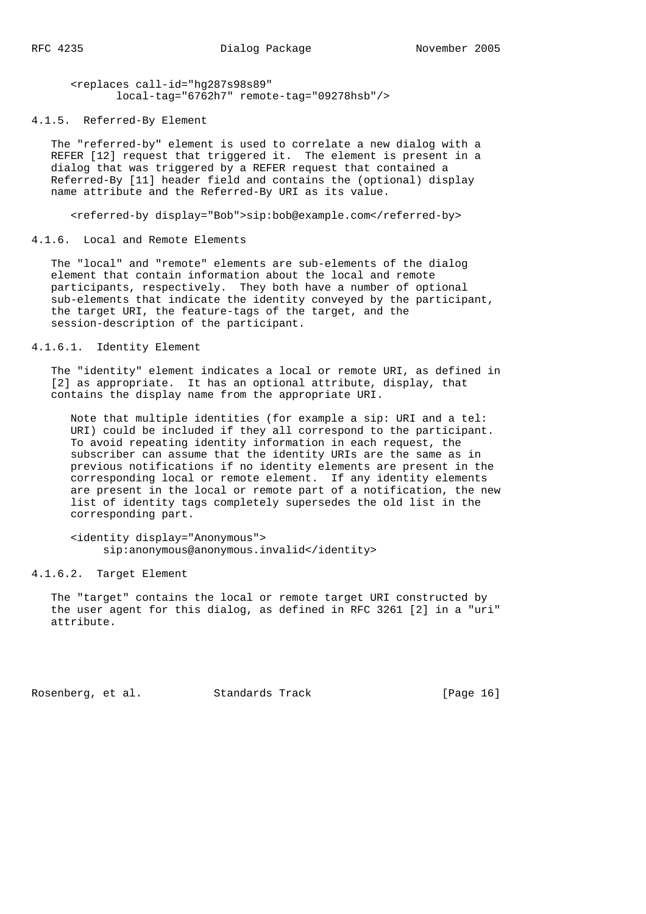```
<replaces call-id="hg287s98s89"
       local-tag="6762h7" remote-tag="09278hsb"/>
```

#### 4.1.5. Referred-By Element

The "referred-by" element is used to correlate a new dialog with a REFER [12] request that triggered it. The element is present in a dialog that was triggered by a REFER request that contained a Referred-By [11] header field and contains the (optional) display name attribute and the Referred-By URI as its value.

```
<referred-by display="Bob">sip:bob@example.com</referred-by>
```

#### 4.1.6. Local and Remote Elements

The "local" and "remote" elements are sub-elements of the dialog element that contain information about the local and remote participants, respectively. They both have a number of optional sub-elements that indicate the identity conveyed by the participant, the target URI, the feature-tags of the target, and the session-description of the participant.

##### 4.1.6.1. Identity Element

The "identity" element indicates a local or remote URI, as defined in [2] as appropriate. It has an optional attribute, display, that contains the display name from the appropriate URI.

> Note that multiple identities (for example a sip: URI and a tel: URI) could be included if they all correspond to the participant. To avoid repeating identity information in each request, the subscriber can assume that the identity URIs are the same as in previous notifications if no identity elements are present in the corresponding local or remote element. If any identity elements are present in the local or remote part of a notification, the new list of identity tags completely supersedes the old list in the corresponding part.

```
<identity display="Anonymous">
     sip:anonymous@anonymous.invalid</identity>
```

##### 4.1.6.2. Target Element

The "target" contains the local or remote target URI constructed by the user agent for this dialog, as defined in RFC 3261 [2] in a "uri" attribute.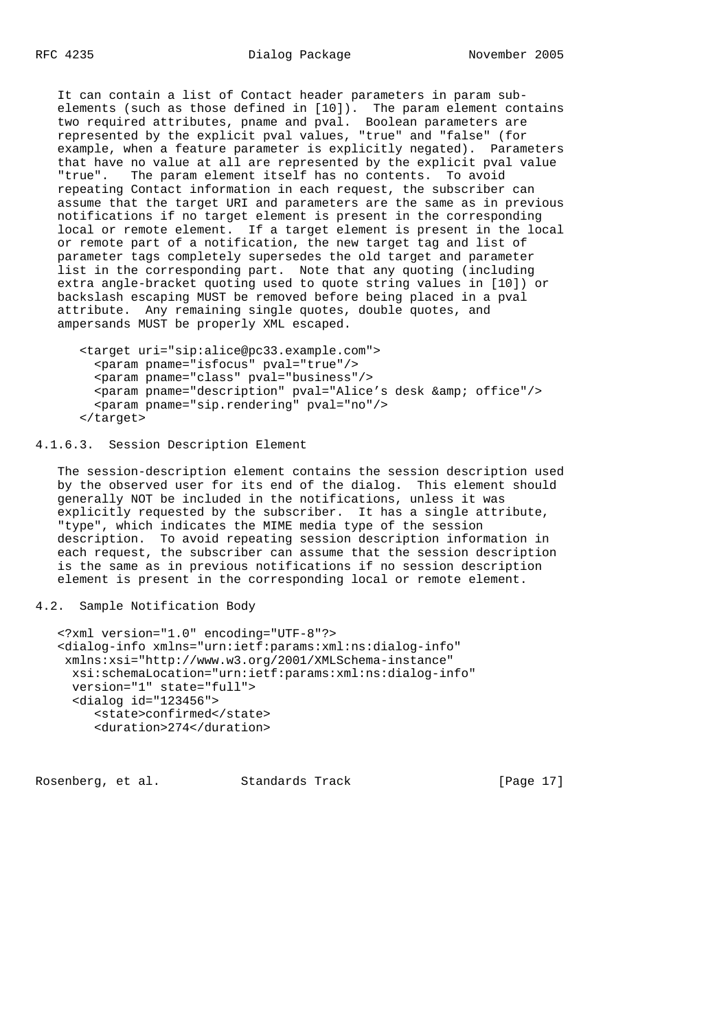It can contain a list of Contact header parameters in param sub-elements (such as those defined in [10]). The param element contains two required attributes, pname and pval. Boolean parameters are represented by the explicit pval values, "true" and "false" (for example, when a feature parameter is explicitly negated). Parameters that have no value at all are represented by the explicit pval value "true". The param element itself has no contents. To avoid repeating Contact information in each request, the subscriber can assume that the target URI and parameters are the same as in previous notifications if no target element is present in the corresponding local or remote element. If a target element is present in the local or remote part of a notification, the new target tag and list of parameter tags completely supersedes the old target and parameter list in the corresponding part. Note that any quoting (including extra angle-bracket quoting used to quote string values in [10]) or backslash escaping MUST be removed before being placed in a pval attribute. Any remaining single quotes, double quotes, and ampersands MUST be properly XML escaped.

```
<target uri="sip:alice@pc33.example.com">
  <param pname="isfocus" pval="true"/>
  <param pname="class" pval="business"/>
  <param pname="description" pval="Alice's desk &amp; office"/>
  <param pname="sip.rendering" pval="no"/>
</target>
```

#### 4.1.6.3. Session Description Element

The session-description element contains the session description used by the observed user for its end of the dialog. This element should generally NOT be included in the notifications, unless it was explicitly requested by the subscriber. It has a single attribute, "type", which indicates the MIME media type of the session description. To avoid repeating session description information in each request, the subscriber can assume that the session description is the same as in previous notifications if no session description element is present in the corresponding local or remote element.

## 4.2. Sample Notification Body

```
<?xml version="1.0" encoding="UTF-8"?>
<dialog-info xmlns="urn:ietf:params:xml:ns:dialog-info"
 xmlns:xsi="http://www.w3.org/2001/XMLSchema-instance"
  xsi:schemaLocation="urn:ietf:params:xml:ns:dialog-info"
  version="1" state="full">
  <dialog id="123456">
     <state>confirmed</state>
     <duration>274</duration>
```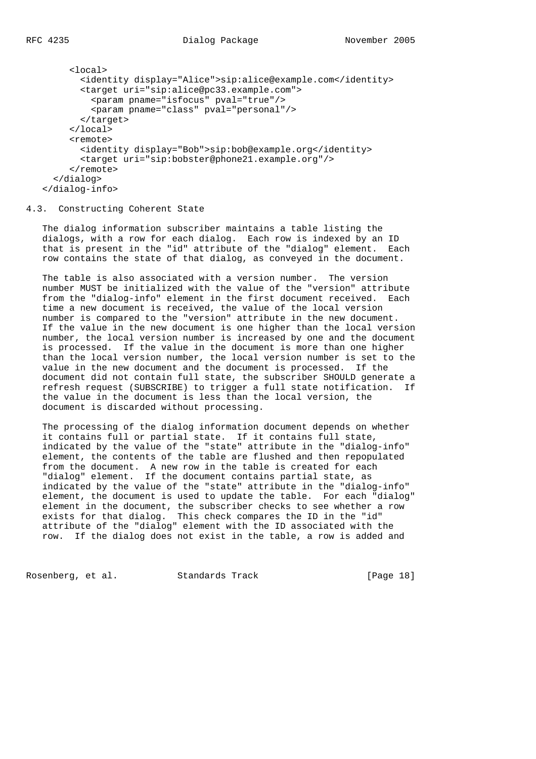```
      <local>
        <identity display="Alice">sip:alice@example.com</identity>
        <target uri="sip:alice@pc33.example.com">
          <param pname="isfocus" pval="true"/>
          <param pname="class" pval="personal"/>
        </target>
      </local>
      <remote>
        <identity display="Bob">sip:bob@example.org</identity>
        <target uri="sip:bobster@phone21.example.org"/>
      </remote>
    </dialog>
  </dialog-info>
```

### 4.3. Constructing Coherent State

The dialog information subscriber maintains a table listing the dialogs, with a row for each dialog. Each row is indexed by an ID that is present in the "id" attribute of the "dialog" element. Each row contains the state of that dialog, as conveyed in the document.

The table is also associated with a version number. The version number MUST be initialized with the value of the "version" attribute from the "dialog-info" element in the first document received. Each time a new document is received, the value of the local version number is compared to the "version" attribute in the new document. If the value in the new document is one higher than the local version number, the local version number is increased by one and the document is processed. If the value in the document is more than one higher than the local version number, the local version number is set to the value in the new document and the document is processed. If the document did not contain full state, the subscriber SHOULD generate a refresh request (SUBSCRIBE) to trigger a full state notification. If the value in the document is less than the local version, the document is discarded without processing.

The processing of the dialog information document depends on whether it contains full or partial state. If it contains full state, indicated by the value of the "state" attribute in the "dialog-info" element, the contents of the table are flushed and then repopulated from the document. A new row in the table is created for each "dialog" element. If the document contains partial state, as indicated by the value of the "state" attribute in the "dialog-info" element, the document is used to update the table. For each "dialog" element in the document, the subscriber checks to see whether a row exists for that dialog. This check compares the ID in the "id" attribute of the "dialog" element with the ID associated with the row. If the dialog does not exist in the table, a row is added and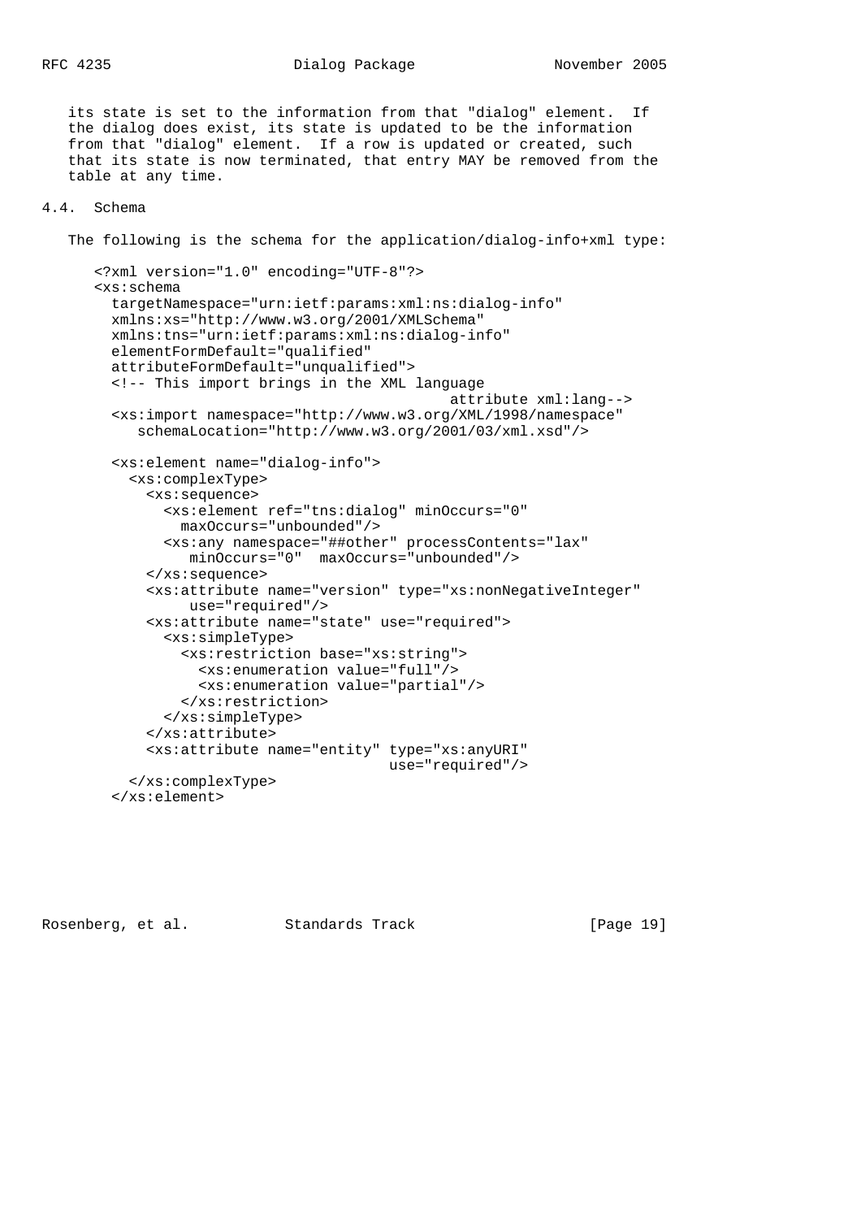its state is set to the information from that "dialog" element. If the dialog does exist, its state is updated to be the information from that "dialog" element. If a row is updated or created, such that its state is now terminated, that entry MAY be removed from the table at any time.

## 4.4. Schema

The following is the schema for the application/dialog-info+xml type:

```
<?xml version="1.0" encoding="UTF-8"?>
<xs:schema
  targetNamespace="urn:ietf:params:xml:ns:dialog-info"
  xmlns:xs="http://www.w3.org/2001/XMLSchema"
  xmlns:tns="urn:ietf:params:xml:ns:dialog-info"
  elementFormDefault="qualified"
  attributeFormDefault="unqualified">
  <!-- This import brings in the XML language
                                         attribute xml:lang-->
  <xs:import namespace="http://www.w3.org/XML/1998/namespace"
     schemaLocation="http://www.w3.org/2001/03/xml.xsd"/>

  <xs:element name="dialog-info">
    <xs:complexType>
      <xs:sequence>
        <xs:element ref="tns:dialog" minOccurs="0"
          maxOccurs="unbounded"/>
        <xs:any namespace="##other" processContents="lax"
           minOccurs="0"  maxOccurs="unbounded"/>
      </xs:sequence>
      <xs:attribute name="version" type="xs:nonNegativeInteger"
           use="required"/>
      <xs:attribute name="state" use="required">
        <xs:simpleType>
          <xs:restriction base="xs:string">
            <xs:enumeration value="full"/>
            <xs:enumeration value="partial"/>
          </xs:restriction>
        </xs:simpleType>
      </xs:attribute>
      <xs:attribute name="entity" type="xs:anyURI"
                                  use="required"/>
    </xs:complexType>
  </xs:element>
```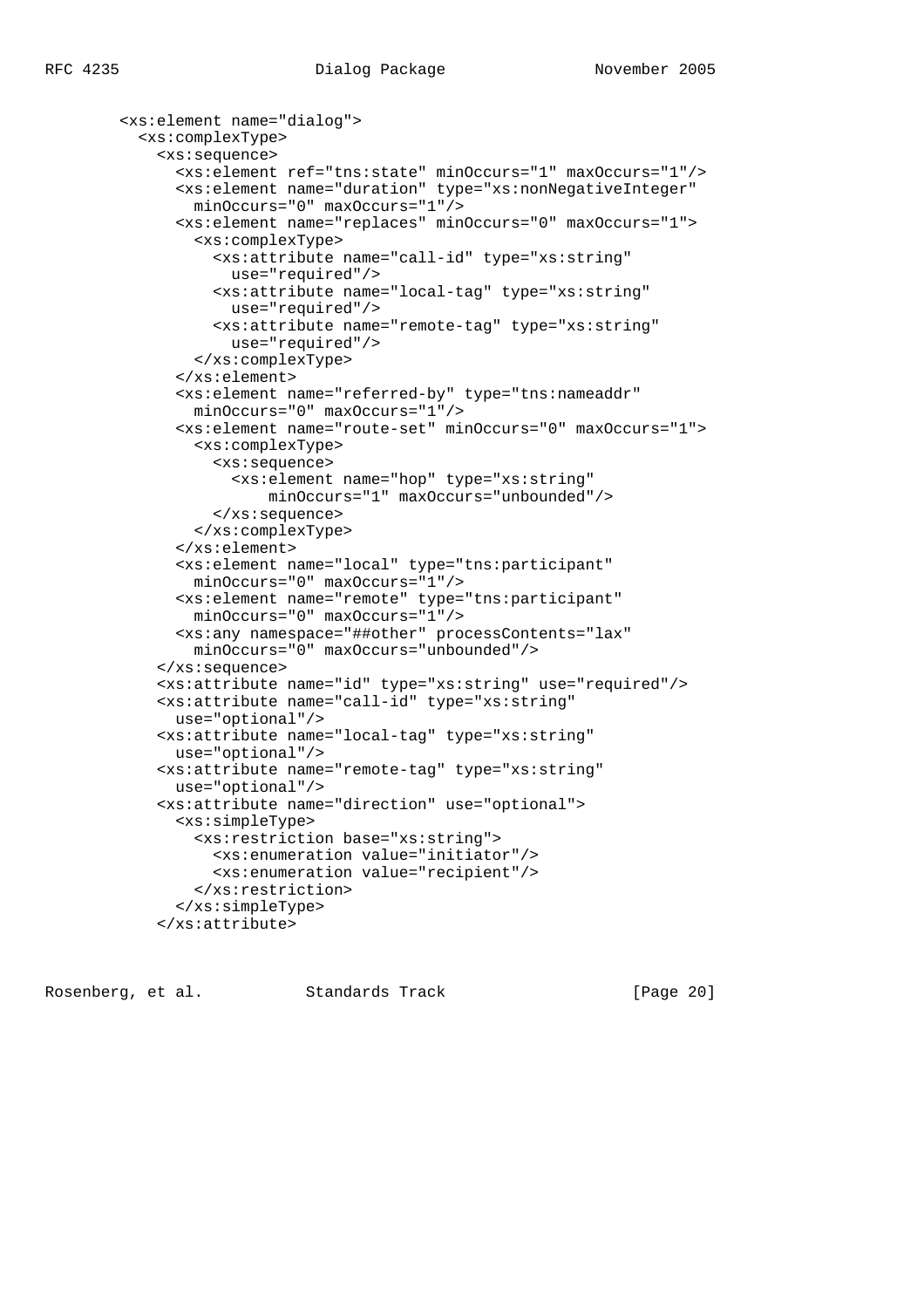```
      <xs:element name="dialog">
        <xs:complexType>
          <xs:sequence>
            <xs:element ref="tns:state" minOccurs="1" maxOccurs="1"/>
            <xs:element name="duration" type="xs:nonNegativeInteger"
              minOccurs="0" maxOccurs="1"/>
            <xs:element name="replaces" minOccurs="0" maxOccurs="1">
              <xs:complexType>
                <xs:attribute name="call-id" type="xs:string"
                  use="required"/>
                <xs:attribute name="local-tag" type="xs:string"
                  use="required"/>
                <xs:attribute name="remote-tag" type="xs:string"
                  use="required"/>
              </xs:complexType>
            </xs:element>
            <xs:element name="referred-by" type="tns:nameaddr"
              minOccurs="0" maxOccurs="1"/>
            <xs:element name="route-set" minOccurs="0" maxOccurs="1">
              <xs:complexType>
                <xs:sequence>
                  <xs:element name="hop" type="xs:string"
                      minOccurs="1" maxOccurs="unbounded"/>
                </xs:sequence>
              </xs:complexType>
            </xs:element>
            <xs:element name="local" type="tns:participant"
              minOccurs="0" maxOccurs="1"/>
            <xs:element name="remote" type="tns:participant"
              minOccurs="0" maxOccurs="1"/>
            <xs:any namespace="##other" processContents="lax"
              minOccurs="0" maxOccurs="unbounded"/>
          </xs:sequence>
          <xs:attribute name="id" type="xs:string" use="required"/>
          <xs:attribute name="call-id" type="xs:string"
            use="optional"/>
          <xs:attribute name="local-tag" type="xs:string"
            use="optional"/>
          <xs:attribute name="remote-tag" type="xs:string"
            use="optional"/>
          <xs:attribute name="direction" use="optional">
            <xs:simpleType>
              <xs:restriction base="xs:string">
                <xs:enumeration value="initiator"/>
                <xs:enumeration value="recipient"/>
              </xs:restriction>
            </xs:simpleType>
          </xs:attribute>
```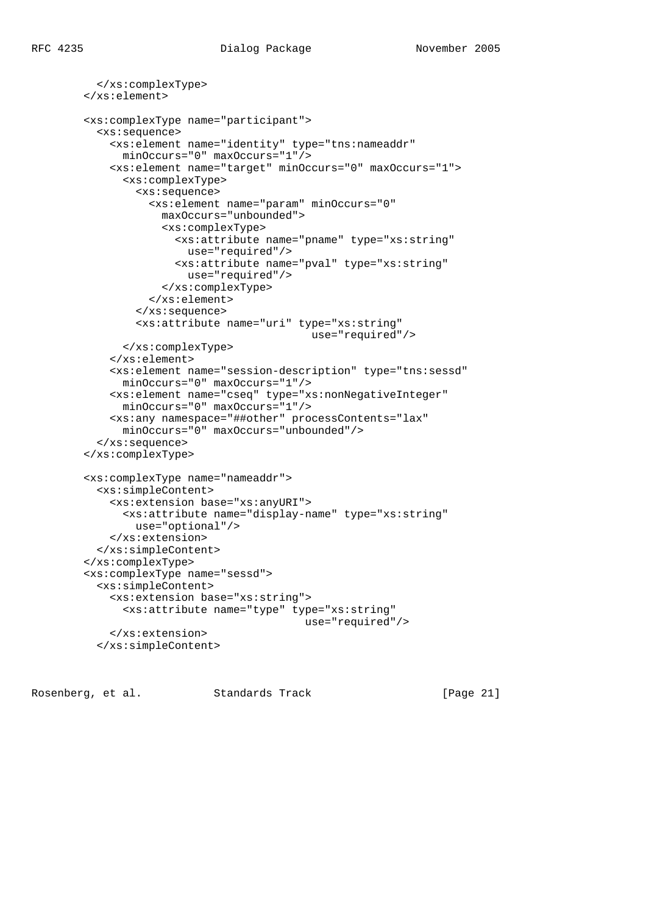```
        </xs:complexType>
      </xs:element>

      <xs:complexType name="participant">
        <xs:sequence>
          <xs:element name="identity" type="tns:nameaddr"
            minOccurs="0" maxOccurs="1"/>
          <xs:element name="target" minOccurs="0" maxOccurs="1">
            <xs:complexType>
              <xs:sequence>
                <xs:element name="param" minOccurs="0"
                  maxOccurs="unbounded">
                  <xs:complexType>
                    <xs:attribute name="pname" type="xs:string"
                      use="required"/>
                    <xs:attribute name="pval" type="xs:string"
                      use="required"/>
                  </xs:complexType>
                </xs:element>
              </xs:sequence>
              <xs:attribute name="uri" type="xs:string"
                                       use="required"/>
            </xs:complexType>
          </xs:element>
          <xs:element name="session-description" type="tns:sessd"
            minOccurs="0" maxOccurs="1"/>
          <xs:element name="cseq" type="xs:nonNegativeInteger"
            minOccurs="0" maxOccurs="1"/>
          <xs:any namespace="##other" processContents="lax"
            minOccurs="0" maxOccurs="unbounded"/>
        </xs:sequence>
      </xs:complexType>

      <xs:complexType name="nameaddr">
        <xs:simpleContent>
          <xs:extension base="xs:anyURI">
            <xs:attribute name="display-name" type="xs:string"
              use="optional"/>
          </xs:extension>
        </xs:simpleContent>
      </xs:complexType>
      <xs:complexType name="sessd">
        <xs:simpleContent>
          <xs:extension base="xs:string">
            <xs:attribute name="type" type="xs:string"
                                      use="required"/>
          </xs:extension>
        </xs:simpleContent>
```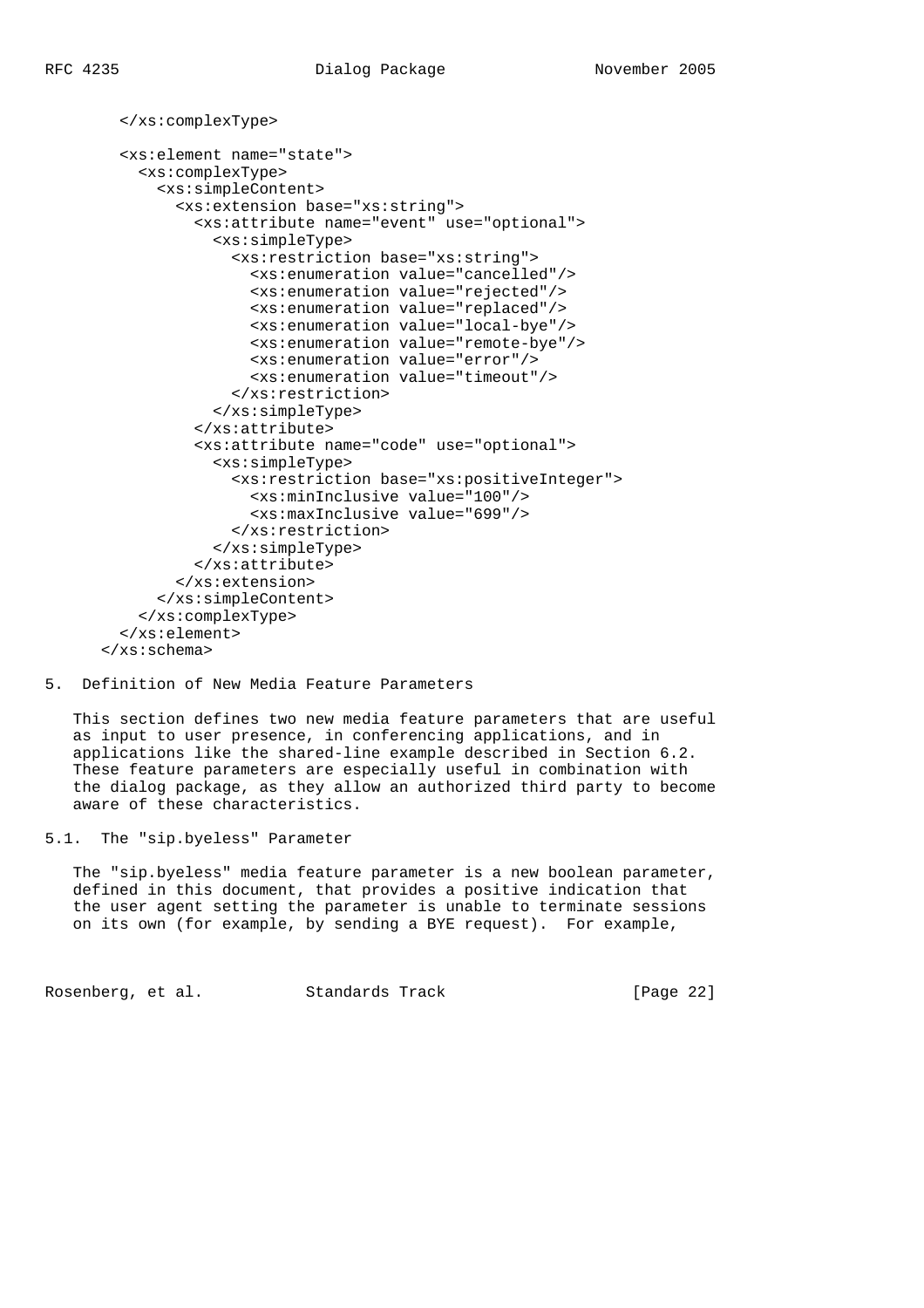```
      </xs:complexType>

      <xs:element name="state">
        <xs:complexType>
          <xs:simpleContent>
            <xs:extension base="xs:string">
              <xs:attribute name="event" use="optional">
                <xs:simpleType>
                  <xs:restriction base="xs:string">
                    <xs:enumeration value="cancelled"/>
                    <xs:enumeration value="rejected"/>
                    <xs:enumeration value="replaced"/>
                    <xs:enumeration value="local-bye"/>
                    <xs:enumeration value="remote-bye"/>
                    <xs:enumeration value="error"/>
                    <xs:enumeration value="timeout"/>
                  </xs:restriction>
                </xs:simpleType>
              </xs:attribute>
              <xs:attribute name="code" use="optional">
                <xs:simpleType>
                  <xs:restriction base="xs:positiveInteger">
                    <xs:minInclusive value="100"/>
                    <xs:maxInclusive value="699"/>
                  </xs:restriction>
                </xs:simpleType>
              </xs:attribute>
            </xs:extension>
          </xs:simpleContent>
        </xs:complexType>
      </xs:element>
    </xs:schema>
```

## 5. Definition of New Media Feature Parameters

This section defines two new media feature parameters that are useful as input to user presence, in conferencing applications, and in applications like the shared-line example described in Section 6.2. These feature parameters are especially useful in combination with the dialog package, as they allow an authorized third party to become aware of these characteristics.

### 5.1. The "sip.byeless" Parameter

The "sip.byeless" media feature parameter is a new boolean parameter, defined in this document, that provides a positive indication that the user agent setting the parameter is unable to terminate sessions on its own (for example, by sending a BYE request). For example,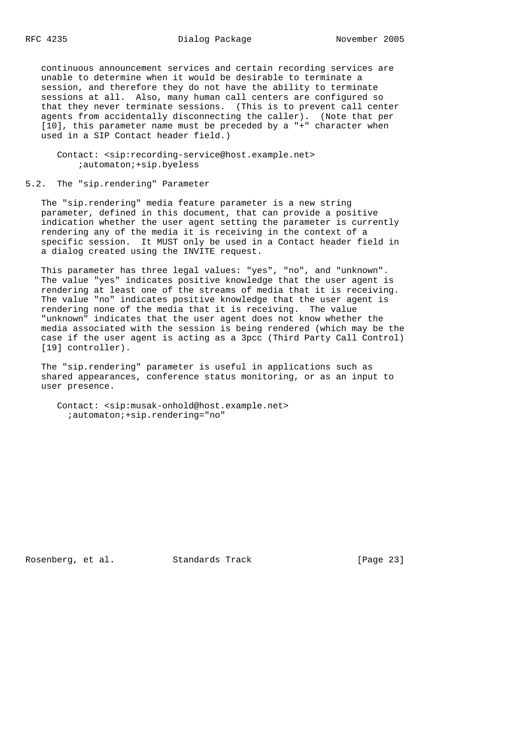continuous announcement services and certain recording services are unable to determine when it would be desirable to terminate a session, and therefore they do not have the ability to terminate sessions at all. Also, many human call centers are configured so that they never terminate sessions. (This is to prevent call center agents from accidentally disconnecting the caller). (Note that per [10], this parameter name must be preceded by a "+" character when used in a SIP Contact header field.)

```
Contact: <sip:recording-service@host.example.net>
    ;automaton;+sip.byeless
```

## 5.2. The "sip.rendering" Parameter

The "sip.rendering" media feature parameter is a new string parameter, defined in this document, that can provide a positive indication whether the user agent setting the parameter is currently rendering any of the media it is receiving in the context of a specific session. It MUST only be used in a Contact header field in a dialog created using the INVITE request.

This parameter has three legal values: "yes", "no", and "unknown". The value "yes" indicates positive knowledge that the user agent is rendering at least one of the streams of media that it is receiving. The value "no" indicates positive knowledge that the user agent is rendering none of the media that it is receiving. The value "unknown" indicates that the user agent does not know whether the media associated with the session is being rendered (which may be the case if the user agent is acting as a 3pcc (Third Party Call Control) [19] controller).

The "sip.rendering" parameter is useful in applications such as shared appearances, conference status monitoring, or as an input to user presence.

```
Contact: <sip:musak-onhold@host.example.net>
  ;automaton;+sip.rendering="no"
```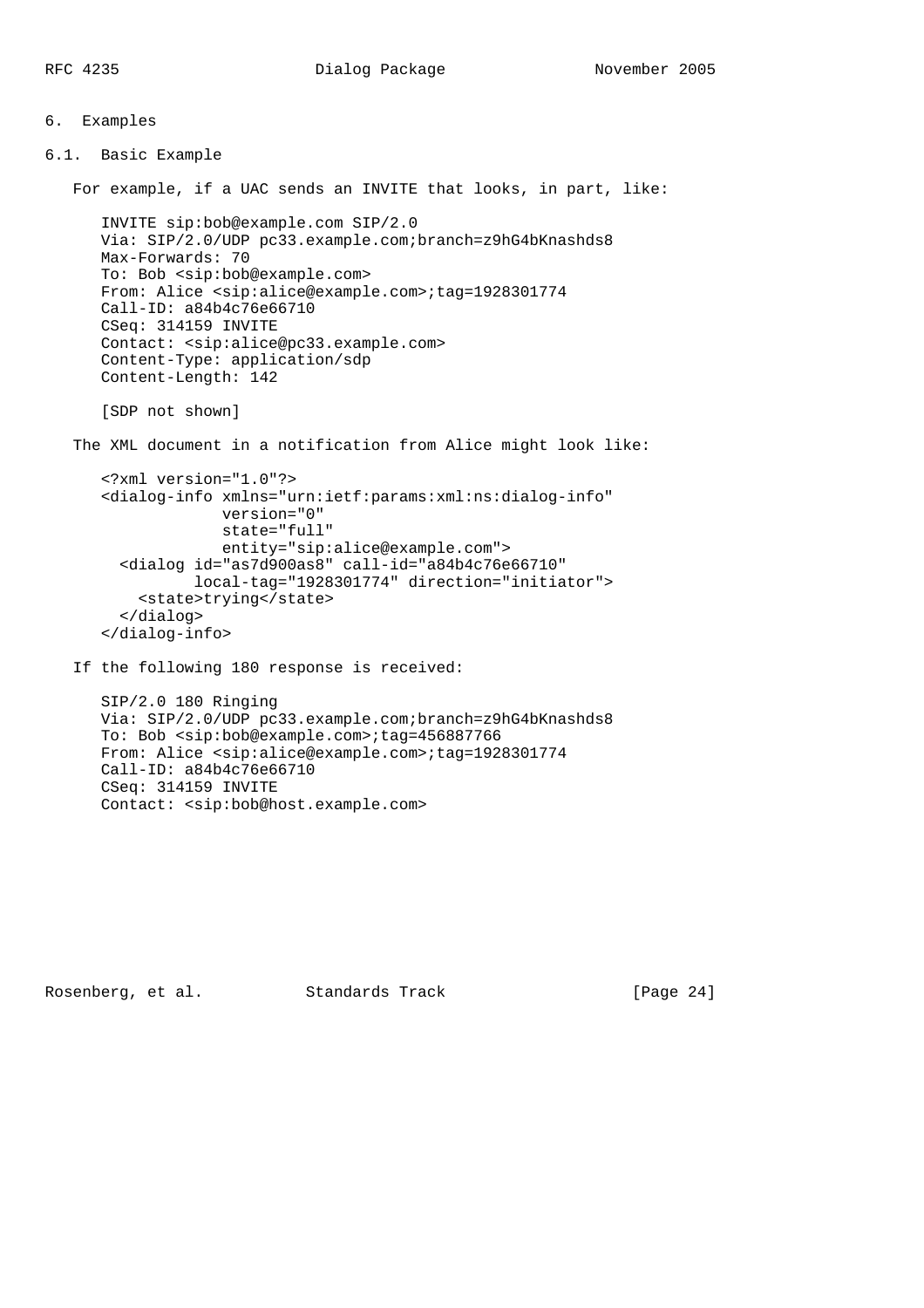## 6. Examples

### 6.1. Basic Example

For example, if a UAC sends an INVITE that looks, in part, like:

```
INVITE sip:bob@example.com SIP/2.0
Via: SIP/2.0/UDP pc33.example.com;branch=z9hG4bKnashds8
Max-Forwards: 70
To: Bob <sip:bob@example.com>
From: Alice <sip:alice@example.com>;tag=1928301774
Call-ID: a84b4c76e66710
CSeq: 314159 INVITE
Contact: <sip:alice@pc33.example.com>
Content-Type: application/sdp
Content-Length: 142

[SDP not shown]
```

The XML document in a notification from Alice might look like:

```
<?xml version="1.0"?>
<dialog-info xmlns="urn:ietf:params:xml:ns:dialog-info"
             version="0"
             state="full"
             entity="sip:alice@example.com">
  <dialog id="as7d900as8" call-id="a84b4c76e66710"
          local-tag="1928301774" direction="initiator">
    <state>trying</state>
  </dialog>
</dialog-info>
```

If the following 180 response is received:

```
SIP/2.0 180 Ringing
Via: SIP/2.0/UDP pc33.example.com;branch=z9hG4bKnashds8
To: Bob <sip:bob@example.com>;tag=456887766
From: Alice <sip:alice@example.com>;tag=1928301774
Call-ID: a84b4c76e66710
CSeq: 314159 INVITE
Contact: <sip:bob@host.example.com>
```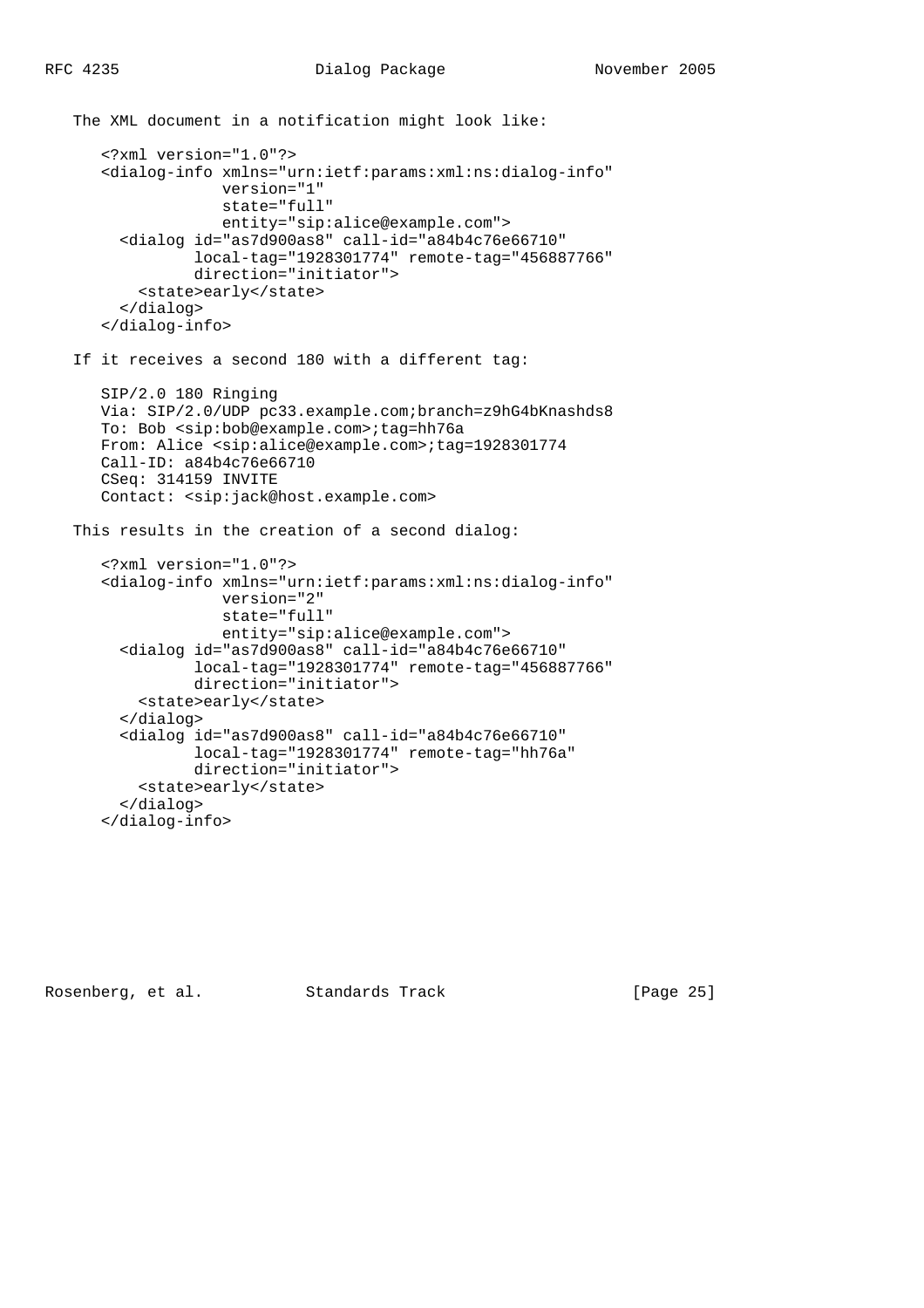The XML document in a notification might look like:

```
<?xml version="1.0"?>
<dialog-info xmlns="urn:ietf:params:xml:ns:dialog-info"
             version="1"
             state="full"
             entity="sip:alice@example.com">
  <dialog id="as7d900as8" call-id="a84b4c76e66710"
          local-tag="1928301774" remote-tag="456887766"
          direction="initiator">
    <state>early</state>
  </dialog>
</dialog-info>
```

If it receives a second 180 with a different tag:

```
SIP/2.0 180 Ringing
Via: SIP/2.0/UDP pc33.example.com;branch=z9hG4bKnashds8
To: Bob <sip:bob@example.com>;tag=hh76a
From: Alice <sip:alice@example.com>;tag=1928301774
Call-ID: a84b4c76e66710
CSeq: 314159 INVITE
Contact: <sip:jack@host.example.com>
```

This results in the creation of a second dialog:

```
<?xml version="1.0"?>
<dialog-info xmlns="urn:ietf:params:xml:ns:dialog-info"
             version="2"
             state="full"
             entity="sip:alice@example.com">
  <dialog id="as7d900as8" call-id="a84b4c76e66710"
          local-tag="1928301774" remote-tag="456887766"
          direction="initiator">
    <state>early</state>
  </dialog>
  <dialog id="as7d900as8" call-id="a84b4c76e66710"
          local-tag="1928301774" remote-tag="hh76a"
          direction="initiator">
    <state>early</state>
  </dialog>
</dialog-info>
```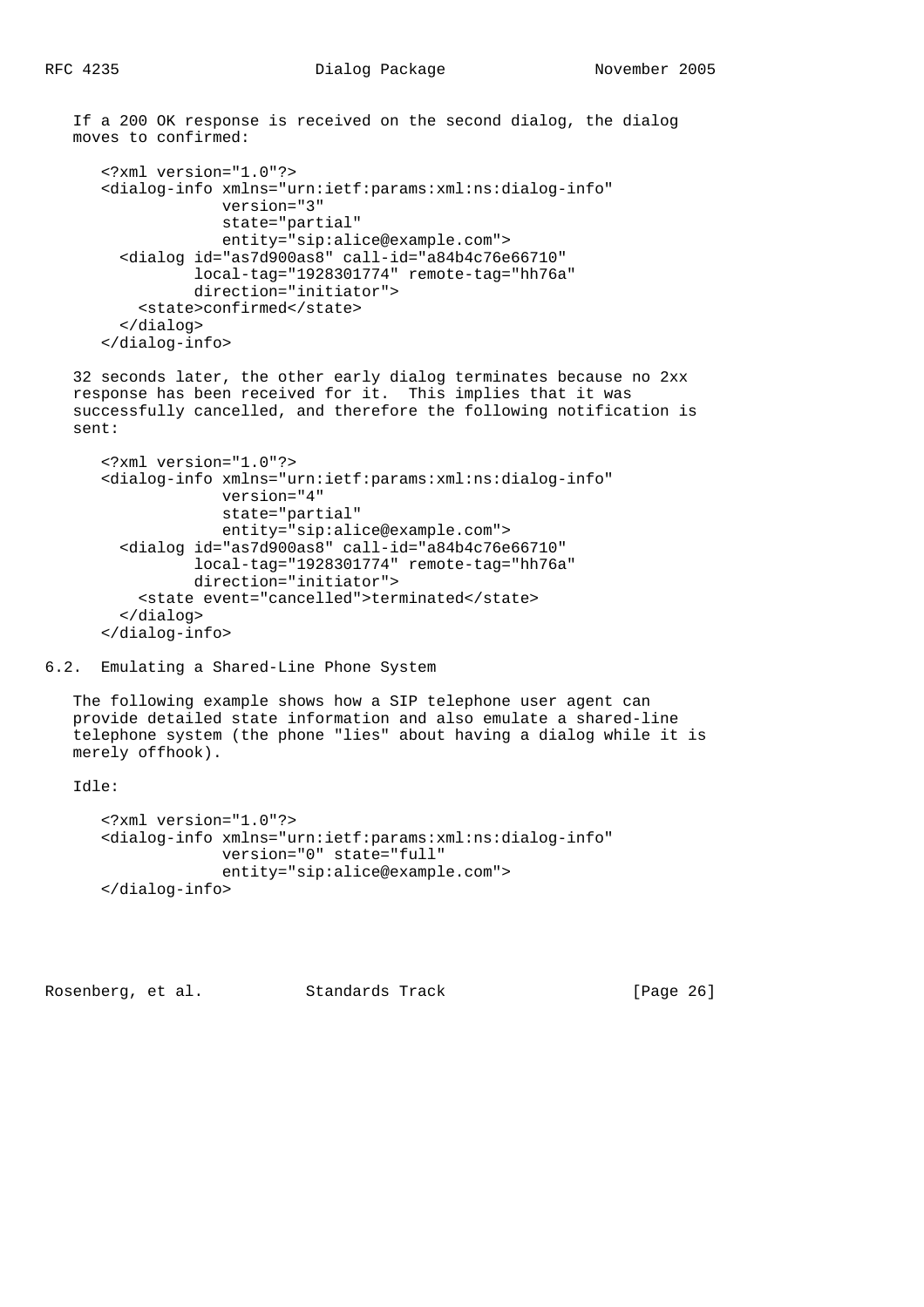If a 200 OK response is received on the second dialog, the dialog moves to confirmed:

```
<?xml version="1.0"?>
<dialog-info xmlns="urn:ietf:params:xml:ns:dialog-info"
             version="3"
             state="partial"
             entity="sip:alice@example.com">
  <dialog id="as7d900as8" call-id="a84b4c76e66710"
          local-tag="1928301774" remote-tag="hh76a"
          direction="initiator">
    <state>confirmed</state>
  </dialog>
</dialog-info>
```

32 seconds later, the other early dialog terminates because no 2xx response has been received for it. This implies that it was successfully cancelled, and therefore the following notification is sent:

```
<?xml version="1.0"?>
<dialog-info xmlns="urn:ietf:params:xml:ns:dialog-info"
             version="4"
             state="partial"
             entity="sip:alice@example.com">
  <dialog id="as7d900as8" call-id="a84b4c76e66710"
          local-tag="1928301774" remote-tag="hh76a"
          direction="initiator">
    <state event="cancelled">terminated</state>
  </dialog>
</dialog-info>
```

## 6.2. Emulating a Shared-Line Phone System

The following example shows how a SIP telephone user agent can provide detailed state information and also emulate a shared-line telephone system (the phone "lies" about having a dialog while it is merely offhook).

Idle:

```
<?xml version="1.0"?>
<dialog-info xmlns="urn:ietf:params:xml:ns:dialog-info"
             version="0" state="full"
             entity="sip:alice@example.com">
</dialog-info>
```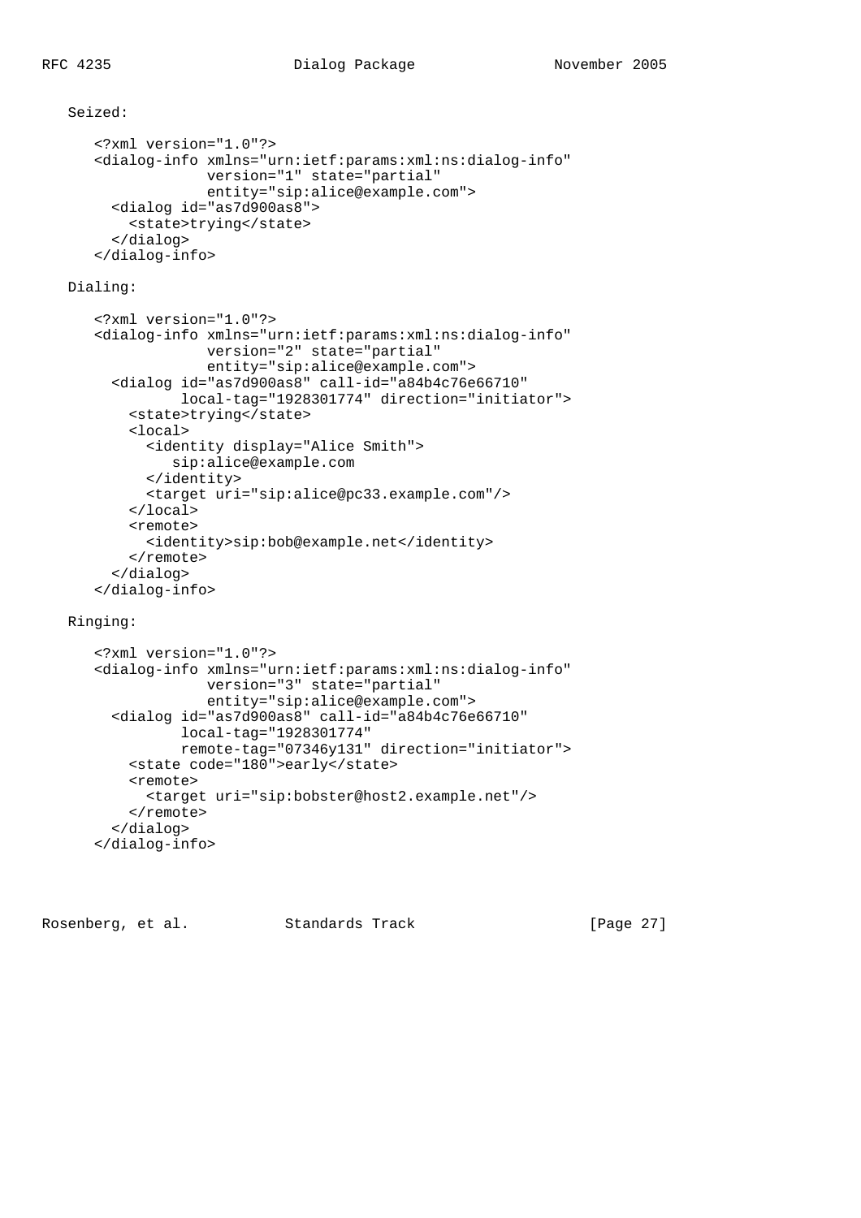Seized:

```
<?xml version="1.0"?>
<dialog-info xmlns="urn:ietf:params:xml:ns:dialog-info"
             version="1" state="partial"
             entity="sip:alice@example.com">
  <dialog id="as7d900as8">
    <state>trying</state>
  </dialog>
</dialog-info>
```

Dialing:

```
<?xml version="1.0"?>
<dialog-info xmlns="urn:ietf:params:xml:ns:dialog-info"
             version="2" state="partial"
             entity="sip:alice@example.com">
  <dialog id="as7d900as8" call-id="a84b4c76e66710"
          local-tag="1928301774" direction="initiator">
    <state>trying</state>
    <local>
      <identity display="Alice Smith">
         sip:alice@example.com
      </identity>
      <target uri="sip:alice@pc33.example.com"/>
    </local>
    <remote>
      <identity>sip:bob@example.net</identity>
    </remote>
  </dialog>
</dialog-info>
```

Ringing:

```
<?xml version="1.0"?>
<dialog-info xmlns="urn:ietf:params:xml:ns:dialog-info"
             version="3" state="partial"
             entity="sip:alice@example.com">
  <dialog id="as7d900as8" call-id="a84b4c76e66710"
          local-tag="1928301774"
          remote-tag="07346y131" direction="initiator">
    <state code="180">early</state>
    <remote>
      <target uri="sip:bobster@host2.example.net"/>
    </remote>
  </dialog>
</dialog-info>
```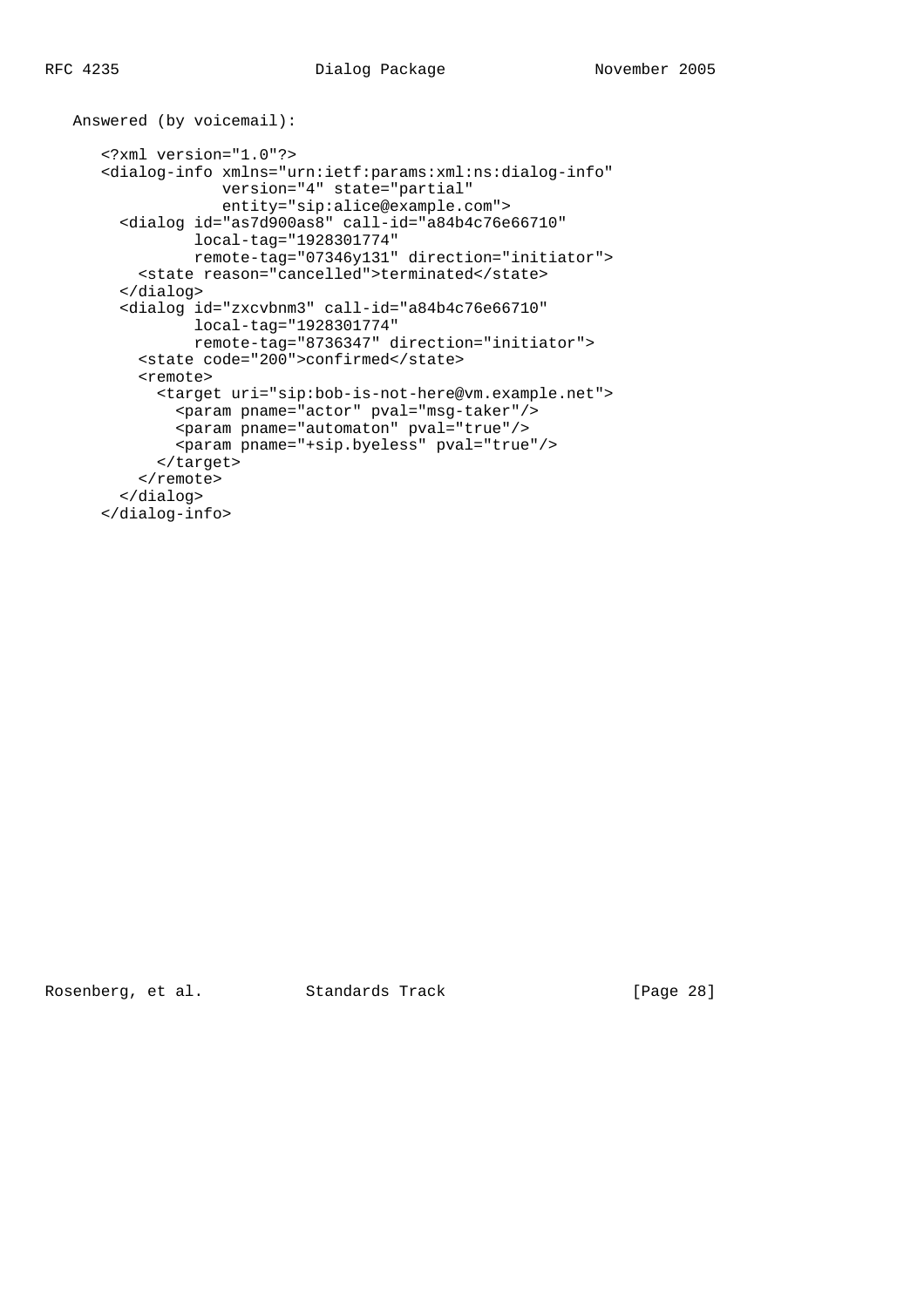Answered (by voicemail):

```
<?xml version="1.0"?>
<dialog-info xmlns="urn:ietf:params:xml:ns:dialog-info"
             version="4" state="partial"
             entity="sip:alice@example.com">
  <dialog id="as7d900as8" call-id="a84b4c76e66710"
          local-tag="1928301774"
          remote-tag="07346y131" direction="initiator">
    <state reason="cancelled">terminated</state>
  </dialog>
  <dialog id="zxcvbnm3" call-id="a84b4c76e66710"
          local-tag="1928301774"
          remote-tag="8736347" direction="initiator">
    <state code="200">confirmed</state>
    <remote>
      <target uri="sip:bob-is-not-here@vm.example.net">
        <param pname="actor" pval="msg-taker"/>
        <param pname="automaton" pval="true"/>
        <param pname="+sip.byeless" pval="true"/>
      </target>
    </remote>
  </dialog>
</dialog-info>
```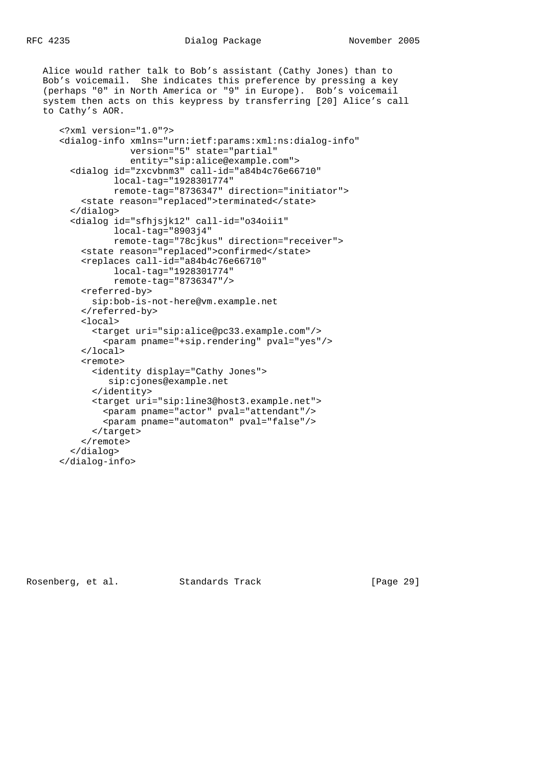Alice would rather talk to Bob's assistant (Cathy Jones) than to Bob's voicemail. She indicates this preference by pressing a key (perhaps "0" in North America or "9" in Europe). Bob's voicemail system then acts on this keypress by transferring [20] Alice's call to Cathy's AOR.

```
<?xml version="1.0"?>
<dialog-info xmlns="urn:ietf:params:xml:ns:dialog-info"
             version="5" state="partial"
             entity="sip:alice@example.com">
  <dialog id="zxcvbnm3" call-id="a84b4c76e66710"
          local-tag="1928301774"
          remote-tag="8736347" direction="initiator">
    <state reason="replaced">terminated</state>
  </dialog>
  <dialog id="sfhjsjk12" call-id="o34oii1"
          local-tag="8903j4"
          remote-tag="78cjkus" direction="receiver">
    <state reason="replaced">confirmed</state>
    <replaces call-id="a84b4c76e66710"
          local-tag="1928301774"
          remote-tag="8736347"/>
    <referred-by>
      sip:bob-is-not-here@vm.example.net
    </referred-by>
    <local>
      <target uri="sip:alice@pc33.example.com"/>
        <param pname="+sip.rendering" pval="yes"/>
    </local>
    <remote>
      <identity display="Cathy Jones">
         sip:cjones@example.net
      </identity>
      <target uri="sip:line3@host3.example.net">
        <param pname="actor" pval="attendant"/>
        <param pname="automaton" pval="false"/>
      </target>
    </remote>
  </dialog>
</dialog-info>
```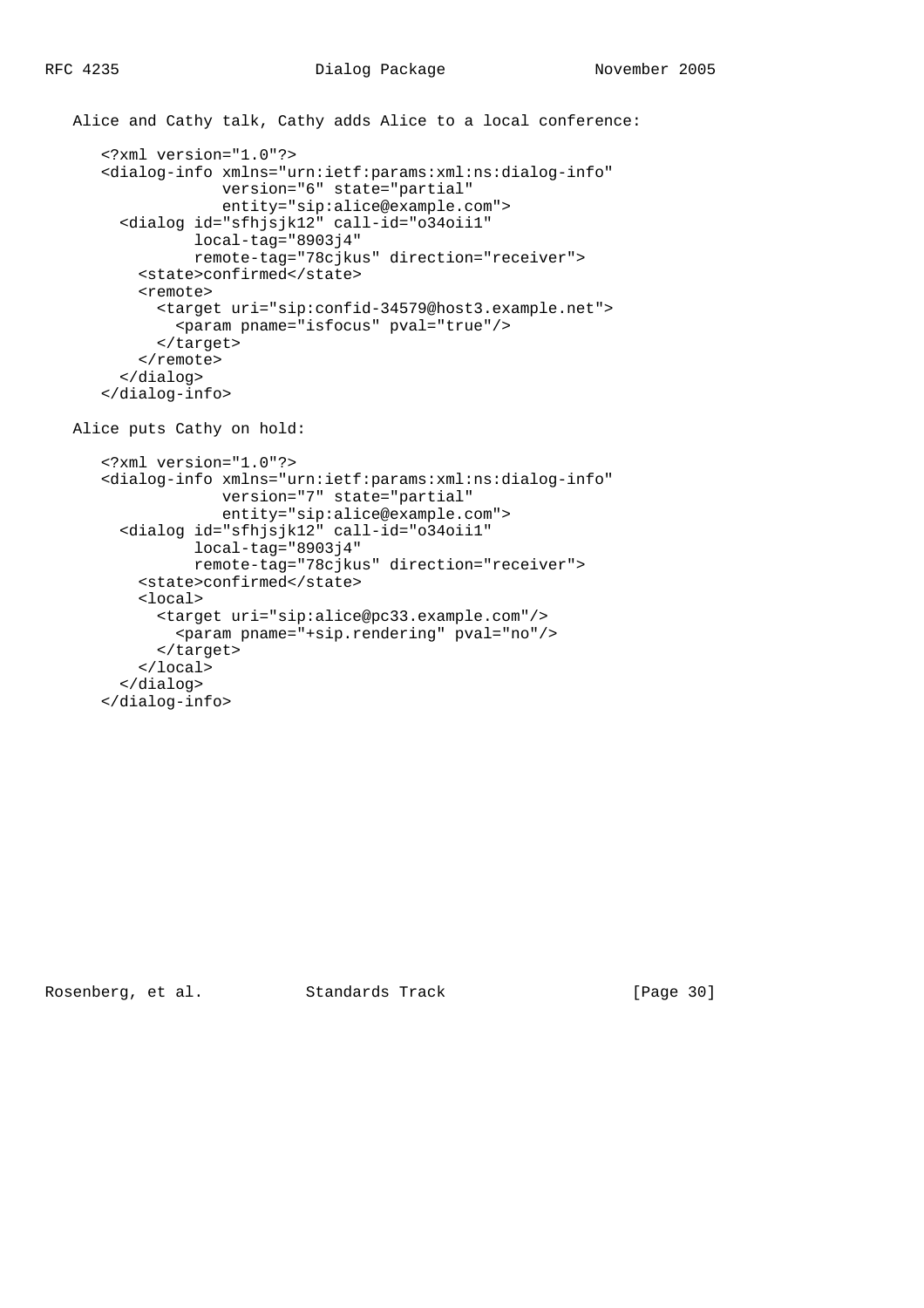Alice and Cathy talk, Cathy adds Alice to a local conference:

```
<?xml version="1.0"?>
<dialog-info xmlns="urn:ietf:params:xml:ns:dialog-info"
             version="6" state="partial"
             entity="sip:alice@example.com">
  <dialog id="sfhjsjk12" call-id="o34oii1"
          local-tag="8903j4"
          remote-tag="78cjkus" direction="receiver">
    <state>confirmed</state>
    <remote>
      <target uri="sip:confid-34579@host3.example.net">
        <param pname="isfocus" pval="true"/>
      </target>
    </remote>
  </dialog>
</dialog-info>
```

Alice puts Cathy on hold:

```
<?xml version="1.0"?>
<dialog-info xmlns="urn:ietf:params:xml:ns:dialog-info"
             version="7" state="partial"
             entity="sip:alice@example.com">
  <dialog id="sfhjsjk12" call-id="o34oii1"
          local-tag="8903j4"
          remote-tag="78cjkus" direction="receiver">
    <state>confirmed</state>
    <local>
      <target uri="sip:alice@pc33.example.com"/>
        <param pname="+sip.rendering" pval="no"/>
      </target>
    </local>
  </dialog>
</dialog-info>
```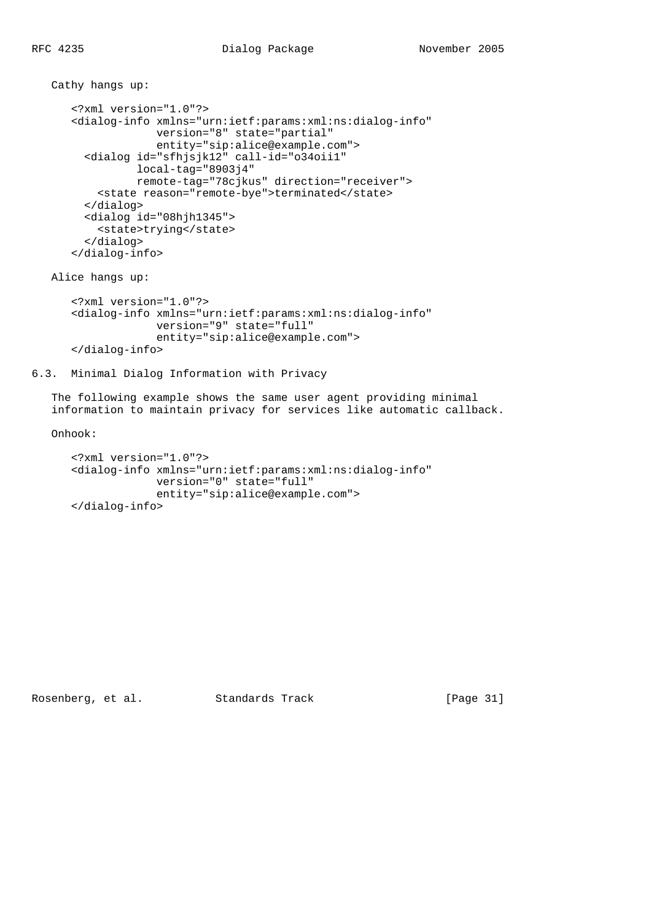Cathy hangs up:

```
<?xml version="1.0"?>
<dialog-info xmlns="urn:ietf:params:xml:ns:dialog-info"
             version="8" state="partial"
             entity="sip:alice@example.com">
  <dialog id="sfhjsjk12" call-id="o34oii1"
          local-tag="8903j4"
          remote-tag="78cjkus" direction="receiver">
    <state reason="remote-bye">terminated</state>
  </dialog>
  <dialog id="08hjh1345">
    <state>trying</state>
  </dialog>
</dialog-info>
```

Alice hangs up:

```
<?xml version="1.0"?>
<dialog-info xmlns="urn:ietf:params:xml:ns:dialog-info"
             version="9" state="full"
             entity="sip:alice@example.com">
</dialog-info>
```

### 6.3. Minimal Dialog Information with Privacy

The following example shows the same user agent providing minimal information to maintain privacy for services like automatic callback.

Onhook:

```
<?xml version="1.0"?>
<dialog-info xmlns="urn:ietf:params:xml:ns:dialog-info"
             version="0" state="full"
             entity="sip:alice@example.com">
</dialog-info>
```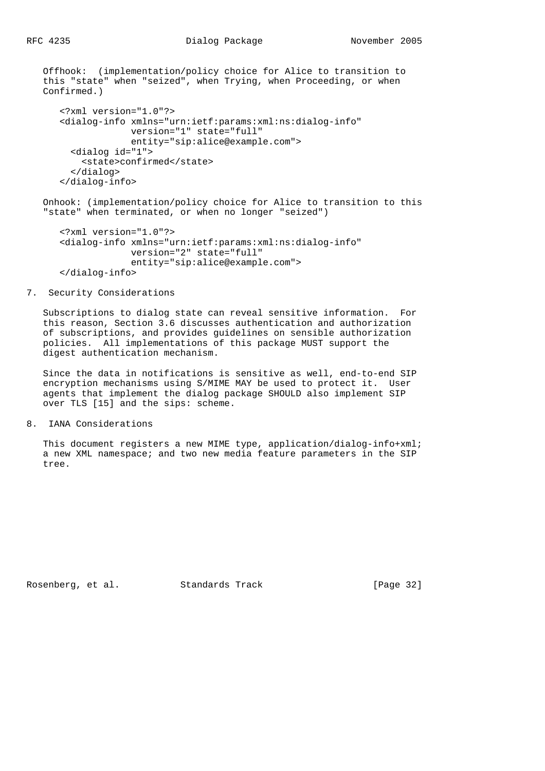Offhook: (implementation/policy choice for Alice to transition to this "state" when "seized", when Trying, when Proceeding, or when Confirmed.)

```
<?xml version="1.0"?>
<dialog-info xmlns="urn:ietf:params:xml:ns:dialog-info"
             version="1" state="full"
             entity="sip:alice@example.com">
  <dialog id="1">
    <state>confirmed</state>
  </dialog>
</dialog-info>
```

Onhook: (implementation/policy choice for Alice to transition to this "state" when terminated, or when no longer "seized")

```
<?xml version="1.0"?>
<dialog-info xmlns="urn:ietf:params:xml:ns:dialog-info"
             version="2" state="full"
             entity="sip:alice@example.com">
</dialog-info>
```

## 7. Security Considerations

Subscriptions to dialog state can reveal sensitive information. For this reason, Section 3.6 discusses authentication and authorization of subscriptions, and provides guidelines on sensible authorization policies. All implementations of this package MUST support the digest authentication mechanism.

Since the data in notifications is sensitive as well, end-to-end SIP encryption mechanisms using S/MIME MAY be used to protect it. User agents that implement the dialog package SHOULD also implement SIP over TLS [15] and the sips: scheme.

## 8. IANA Considerations

This document registers a new MIME type, application/dialog-info+xml; a new XML namespace; and two new media feature parameters in the SIP tree.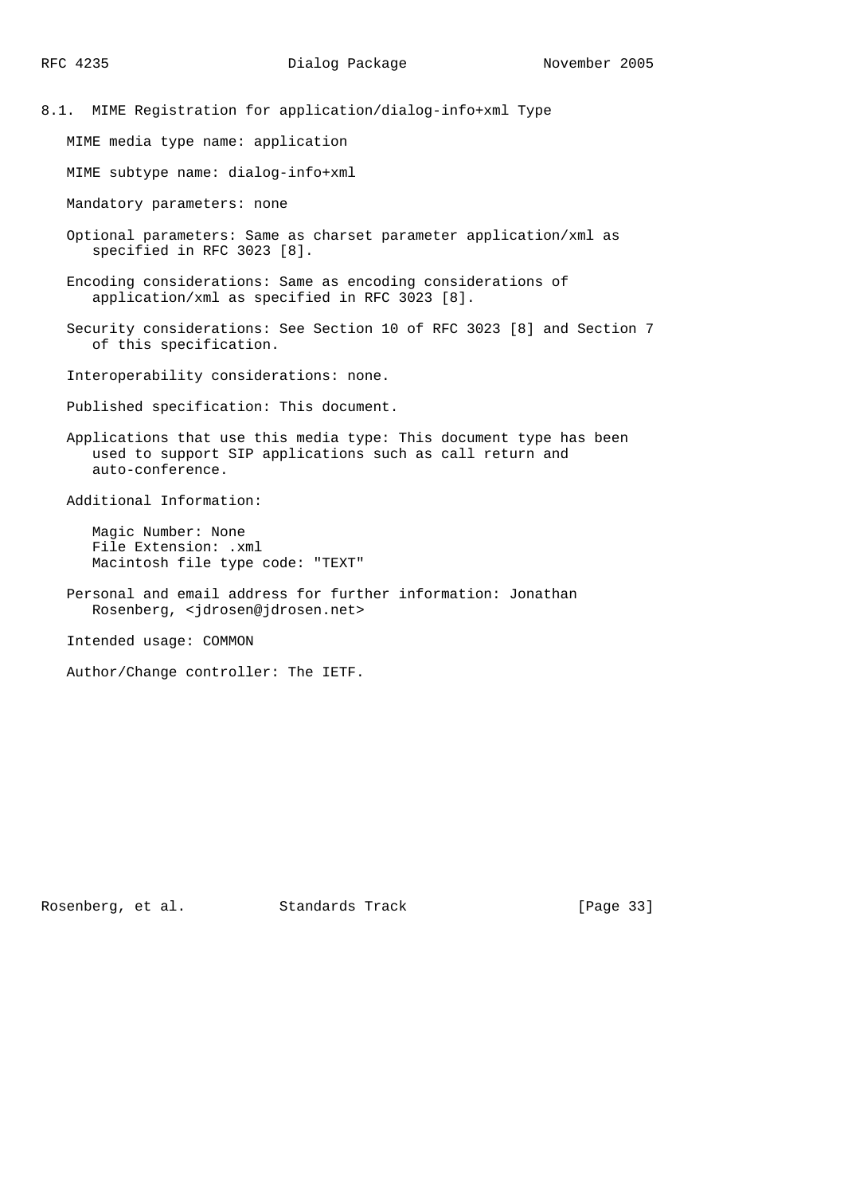### 8.1. MIME Registration for application/dialog-info+xml Type

MIME media type name: application

MIME subtype name: dialog-info+xml

Mandatory parameters: none

Optional parameters: Same as charset parameter application/xml as specified in RFC 3023 [8].

Encoding considerations: Same as encoding considerations of application/xml as specified in RFC 3023 [8].

Security considerations: See Section 10 of RFC 3023 [8] and Section 7 of this specification.

Interoperability considerations: none.

Published specification: This document.

Applications that use this media type: This document type has been used to support SIP applications such as call return and auto-conference.

Additional Information:

Magic Number: None
File Extension: .xml
Macintosh file type code: "TEXT"

Personal and email address for further information: Jonathan Rosenberg, <jdrosen@jdrosen.net>

Intended usage: COMMON

Author/Change controller: The IETF.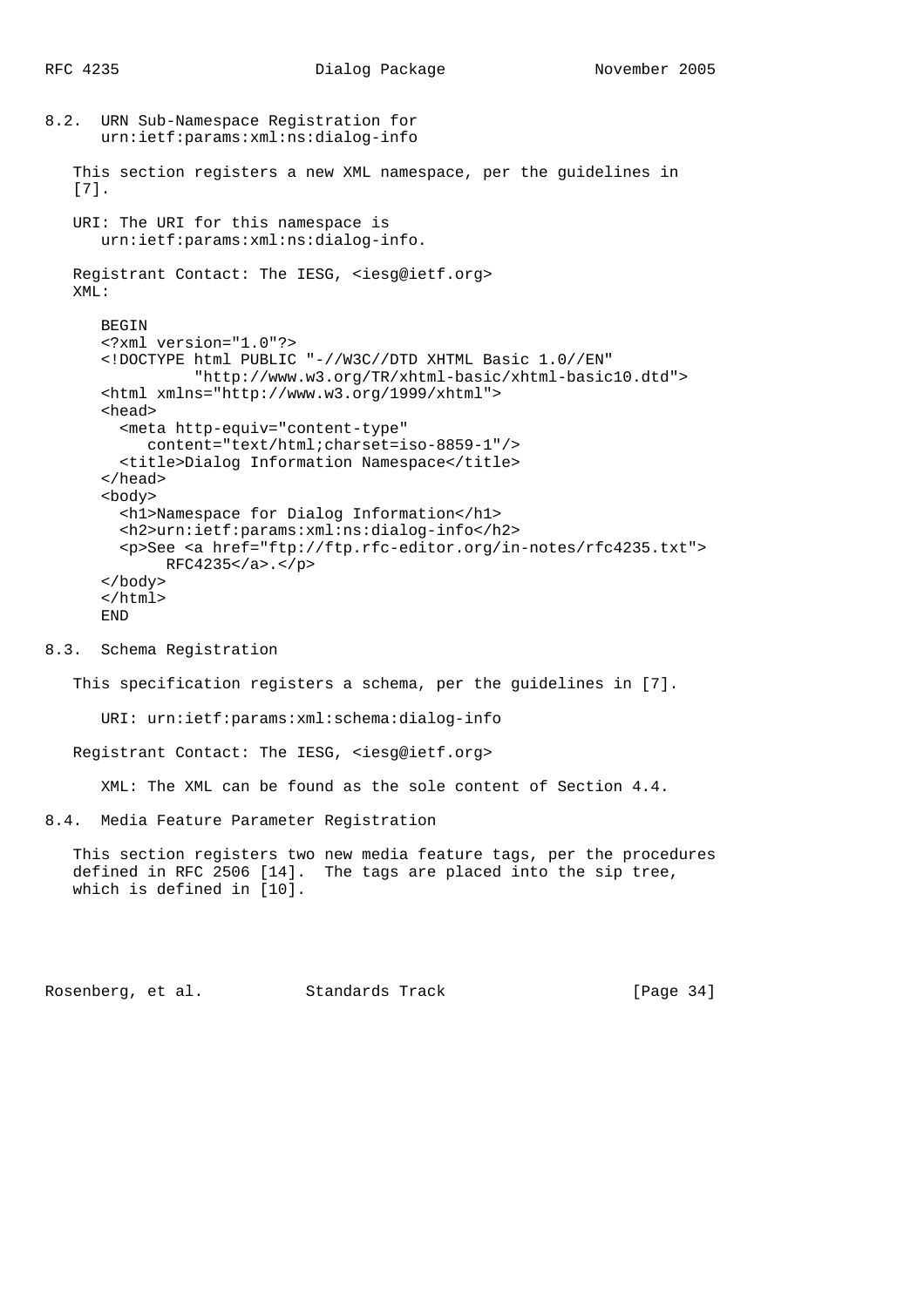## 8.2. URN Sub-Namespace Registration for urn:ietf:params:xml:ns:dialog-info

This section registers a new XML namespace, per the guidelines in [7].

URI: The URI for this namespace is urn:ietf:params:xml:ns:dialog-info.

Registrant Contact: The IESG, <iesg@ietf.org>

XML:

```
BEGIN
<?xml version="1.0"?>
<!DOCTYPE html PUBLIC "-//W3C//DTD XHTML Basic 1.0//EN"
          "http://www.w3.org/TR/xhtml-basic/xhtml-basic10.dtd">
<html xmlns="http://www.w3.org/1999/xhtml">
<head>
  <meta http-equiv="content-type"
     content="text/html;charset=iso-8859-1"/>
  <title>Dialog Information Namespace</title>
</head>
<body>
  <h1>Namespace for Dialog Information</h1>
  <h2>urn:ietf:params:xml:ns:dialog-info</h2>
  <p>See <a href="ftp://ftp.rfc-editor.org/in-notes/rfc4235.txt">
      RFC4235</a>.</p>
</body>
</html>
END
```

## 8.3. Schema Registration

This specification registers a schema, per the guidelines in [7].

URI: urn:ietf:params:xml:schema:dialog-info

Registrant Contact: The IESG, <iesg@ietf.org>

XML: The XML can be found as the sole content of Section 4.4.

## 8.4. Media Feature Parameter Registration

This section registers two new media feature tags, per the procedures defined in RFC 2506 [14]. The tags are placed into the sip tree, which is defined in [10].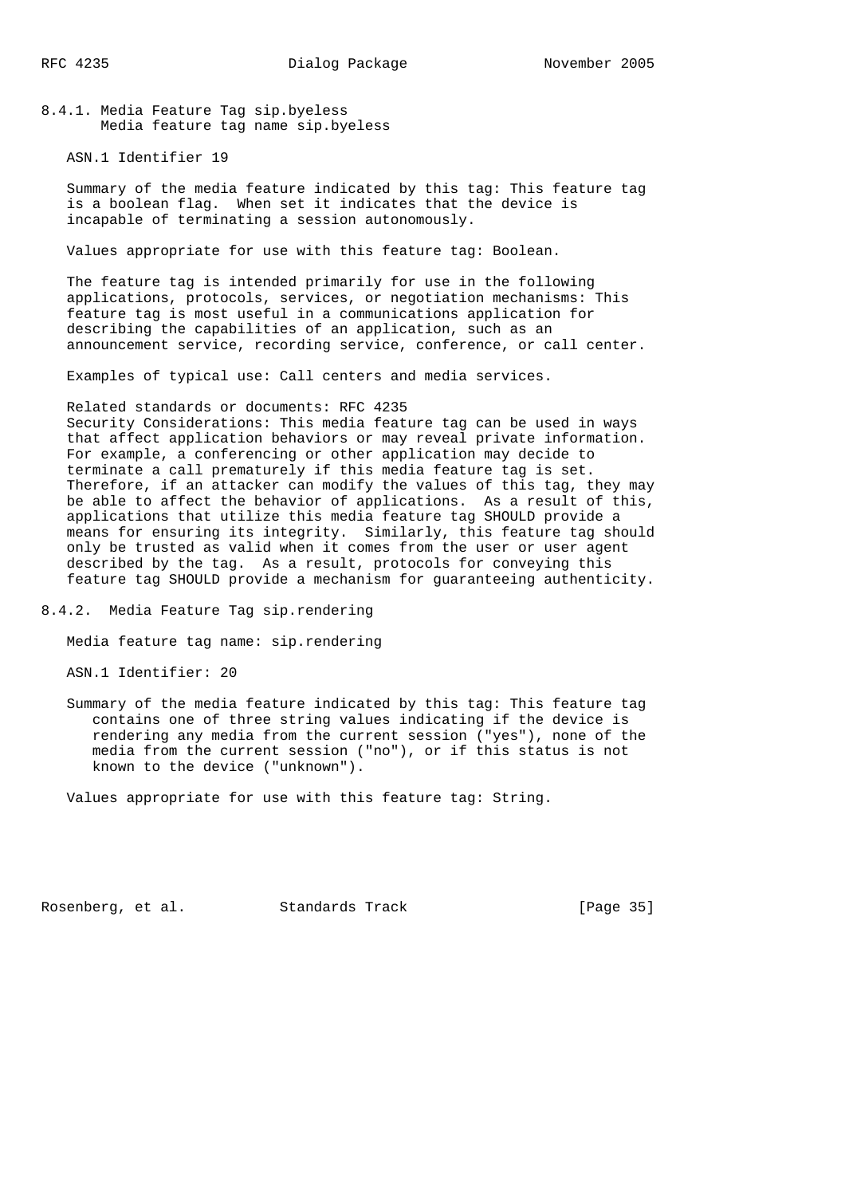#### 8.4.1. Media Feature Tag sip.byeless

Media feature tag name sip.byeless

ASN.1 Identifier 19

Summary of the media feature indicated by this tag: This feature tag is a boolean flag. When set it indicates that the device is incapable of terminating a session autonomously.

Values appropriate for use with this feature tag: Boolean.

The feature tag is intended primarily for use in the following applications, protocols, services, or negotiation mechanisms: This feature tag is most useful in a communications application for describing the capabilities of an application, such as an announcement service, recording service, conference, or call center.

Examples of typical use: Call centers and media services.

Related standards or documents: RFC 4235

Security Considerations: This media feature tag can be used in ways that affect application behaviors or may reveal private information. For example, a conferencing or other application may decide to terminate a call prematurely if this media feature tag is set. Therefore, if an attacker can modify the values of this tag, they may be able to affect the behavior of applications. As a result of this, applications that utilize this media feature tag SHOULD provide a means for ensuring its integrity. Similarly, this feature tag should only be trusted as valid when it comes from the user or user agent described by the tag. As a result, protocols for conveying this feature tag SHOULD provide a mechanism for guaranteeing authenticity.

#### 8.4.2. Media Feature Tag sip.rendering

Media feature tag name: sip.rendering

ASN.1 Identifier: 20

Summary of the media feature indicated by this tag: This feature tag contains one of three string values indicating if the device is rendering any media from the current session ("yes"), none of the media from the current session ("no"), or if this status is not known to the device ("unknown").

Values appropriate for use with this feature tag: String.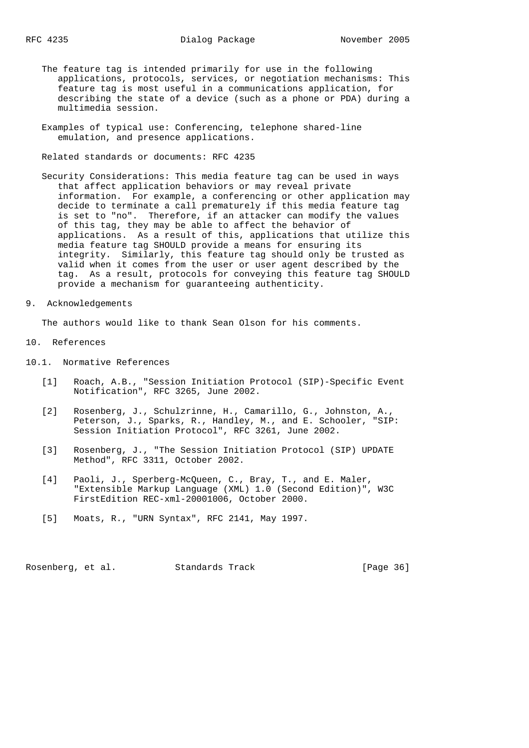The feature tag is intended primarily for use in the following applications, protocols, services, or negotiation mechanisms: This feature tag is most useful in a communications application, for describing the state of a device (such as a phone or PDA) during a multimedia session.

Examples of typical use: Conferencing, telephone shared-line emulation, and presence applications.

Related standards or documents: RFC 4235

Security Considerations: This media feature tag can be used in ways that affect application behaviors or may reveal private information. For example, a conferencing or other application may decide to terminate a call prematurely if this media feature tag is set to "no". Therefore, if an attacker can modify the values of this tag, they may be able to affect the behavior of applications. As a result of this, applications that utilize this media feature tag SHOULD provide a means for ensuring its integrity. Similarly, this feature tag should only be trusted as valid when it comes from the user or user agent described by the tag. As a result, protocols for conveying this feature tag SHOULD provide a mechanism for guaranteeing authenticity.

## 9. Acknowledgements

The authors would like to thank Sean Olson for his comments.

## 10. References

### 10.1. Normative References

[1] Roach, A.B., "Session Initiation Protocol (SIP)-Specific Event Notification", RFC 3265, June 2002.

[2] Rosenberg, J., Schulzrinne, H., Camarillo, G., Johnston, A., Peterson, J., Sparks, R., Handley, M., and E. Schooler, "SIP: Session Initiation Protocol", RFC 3261, June 2002.

[3] Rosenberg, J., "The Session Initiation Protocol (SIP) UPDATE Method", RFC 3311, October 2002.

[4] Paoli, J., Sperberg-McQueen, C., Bray, T., and E. Maler, "Extensible Markup Language (XML) 1.0 (Second Edition)", W3C FirstEdition REC-xml-20001006, October 2000.

[5] Moats, R., "URN Syntax", RFC 2141, May 1997.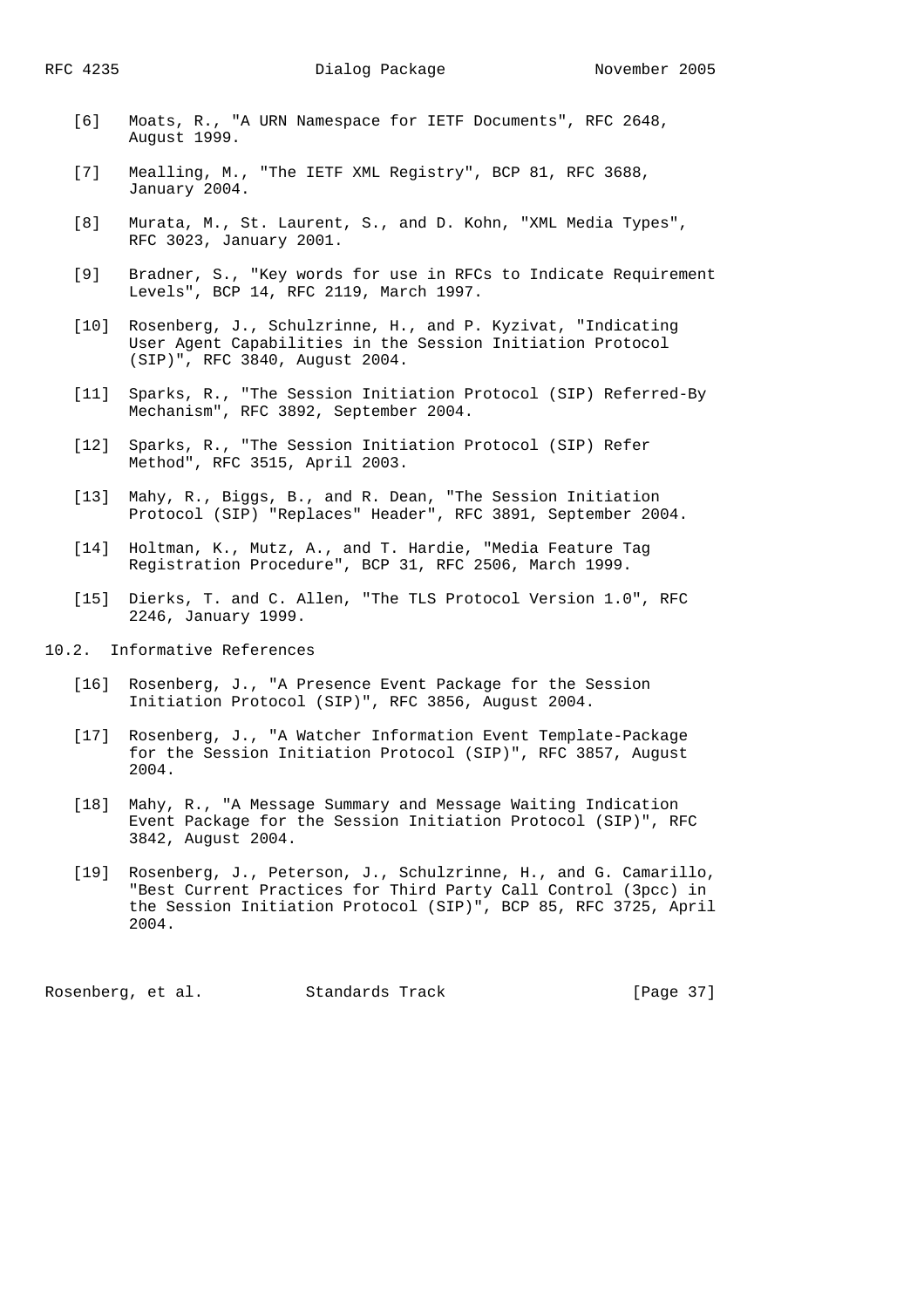[6] Moats, R., "A URN Namespace for IETF Documents", RFC 2648, August 1999.

[7] Mealling, M., "The IETF XML Registry", BCP 81, RFC 3688, January 2004.

[8] Murata, M., St. Laurent, S., and D. Kohn, "XML Media Types", RFC 3023, January 2001.

[9] Bradner, S., "Key words for use in RFCs to Indicate Requirement Levels", BCP 14, RFC 2119, March 1997.

[10] Rosenberg, J., Schulzrinne, H., and P. Kyzivat, "Indicating User Agent Capabilities in the Session Initiation Protocol (SIP)", RFC 3840, August 2004.

[11] Sparks, R., "The Session Initiation Protocol (SIP) Referred-By Mechanism", RFC 3892, September 2004.

[12] Sparks, R., "The Session Initiation Protocol (SIP) Refer Method", RFC 3515, April 2003.

[13] Mahy, R., Biggs, B., and R. Dean, "The Session Initiation Protocol (SIP) "Replaces" Header", RFC 3891, September 2004.

[14] Holtman, K., Mutz, A., and T. Hardie, "Media Feature Tag Registration Procedure", BCP 31, RFC 2506, March 1999.

[15] Dierks, T. and C. Allen, "The TLS Protocol Version 1.0", RFC 2246, January 1999.

## 10.2. Informative References

[16] Rosenberg, J., "A Presence Event Package for the Session Initiation Protocol (SIP)", RFC 3856, August 2004.

[17] Rosenberg, J., "A Watcher Information Event Template-Package for the Session Initiation Protocol (SIP)", RFC 3857, August 2004.

[18] Mahy, R., "A Message Summary and Message Waiting Indication Event Package for the Session Initiation Protocol (SIP)", RFC 3842, August 2004.

[19] Rosenberg, J., Peterson, J., Schulzrinne, H., and G. Camarillo, "Best Current Practices for Third Party Call Control (3pcc) in the Session Initiation Protocol (SIP)", BCP 85, RFC 3725, April 2004.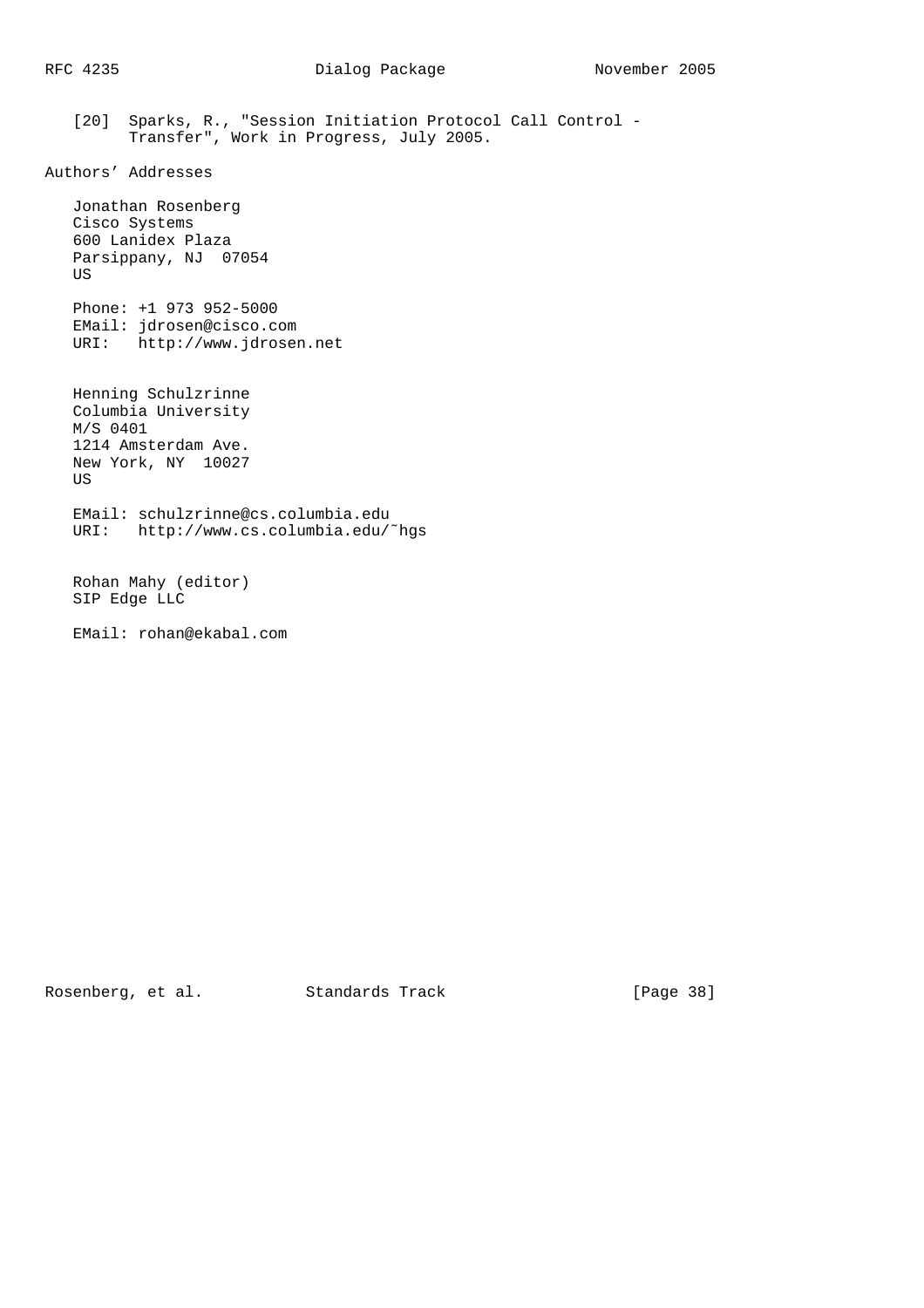[20] Sparks, R., "Session Initiation Protocol Call Control - Transfer", Work in Progress, July 2005.

## Authors' Addresses

Jonathan Rosenberg
Cisco Systems
600 Lanidex Plaza
Parsippany, NJ 07054
US

Phone: +1 973 952-5000
EMail: jdrosen@cisco.com
URI: http://www.jdrosen.net

Henning Schulzrinne
Columbia University
M/S 0401
1214 Amsterdam Ave.
New York, NY 10027
US

EMail: schulzrinne@cs.columbia.edu
URI: http://www.cs.columbia.edu/˜hgs

Rohan Mahy (editor)
SIP Edge LLC

EMail: rohan@ekabal.com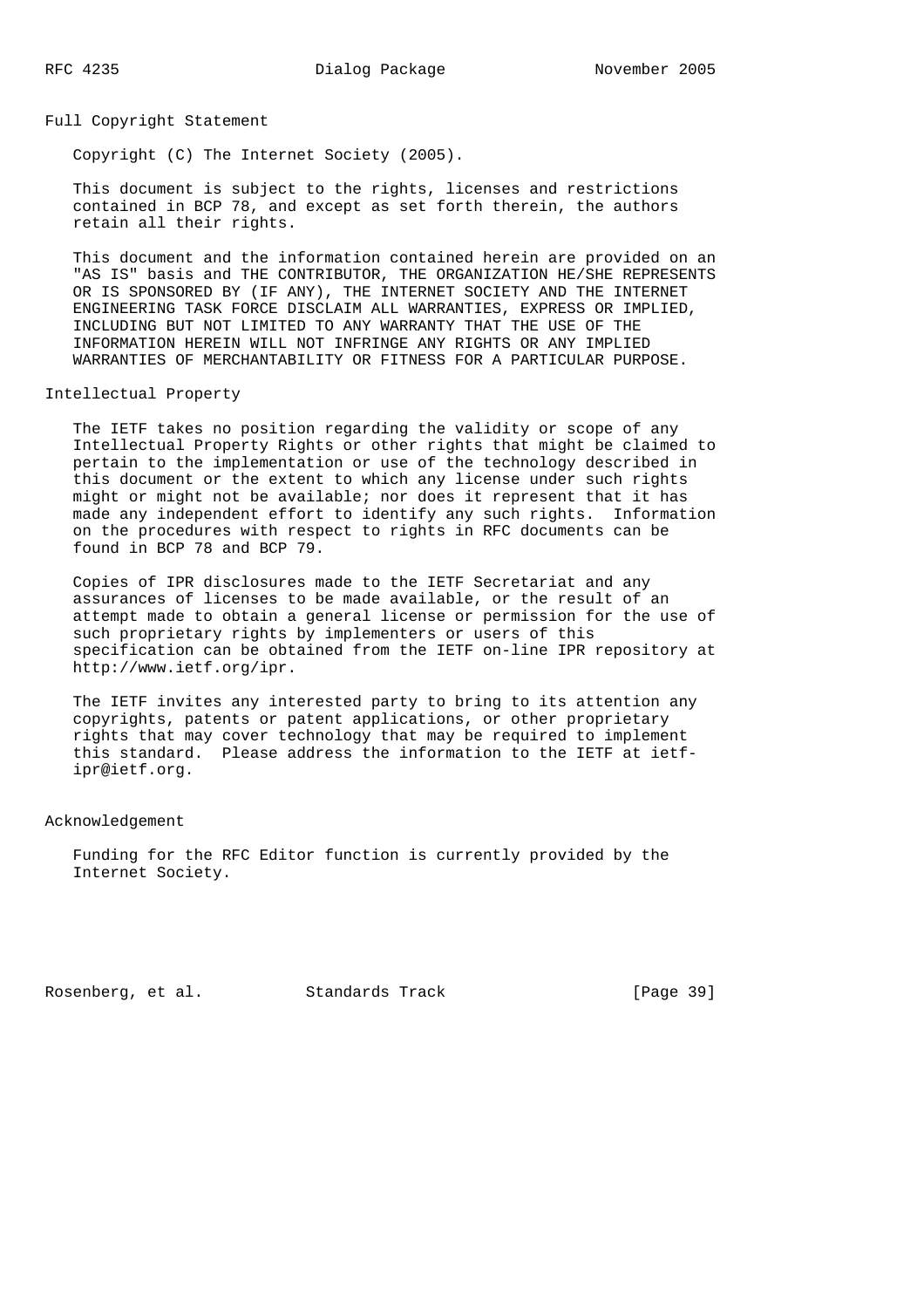## Full Copyright Statement

Copyright (C) The Internet Society (2005).

This document is subject to the rights, licenses and restrictions contained in BCP 78, and except as set forth therein, the authors retain all their rights.

This document and the information contained herein are provided on an "AS IS" basis and THE CONTRIBUTOR, THE ORGANIZATION HE/SHE REPRESENTS OR IS SPONSORED BY (IF ANY), THE INTERNET SOCIETY AND THE INTERNET ENGINEERING TASK FORCE DISCLAIM ALL WARRANTIES, EXPRESS OR IMPLIED, INCLUDING BUT NOT LIMITED TO ANY WARRANTY THAT THE USE OF THE INFORMATION HEREIN WILL NOT INFRINGE ANY RIGHTS OR ANY IMPLIED WARRANTIES OF MERCHANTABILITY OR FITNESS FOR A PARTICULAR PURPOSE.

## Intellectual Property

The IETF takes no position regarding the validity or scope of any Intellectual Property Rights or other rights that might be claimed to pertain to the implementation or use of the technology described in this document or the extent to which any license under such rights might or might not be available; nor does it represent that it has made any independent effort to identify any such rights. Information on the procedures with respect to rights in RFC documents can be found in BCP 78 and BCP 79.

Copies of IPR disclosures made to the IETF Secretariat and any assurances of licenses to be made available, or the result of an attempt made to obtain a general license or permission for the use of such proprietary rights by implementers or users of this specification can be obtained from the IETF on-line IPR repository at http://www.ietf.org/ipr.

The IETF invites any interested party to bring to its attention any copyrights, patents or patent applications, or other proprietary rights that may cover technology that may be required to implement this standard. Please address the information to the IETF at ietf-ipr@ietf.org.

## Acknowledgement

Funding for the RFC Editor function is currently provided by the Internet Society.